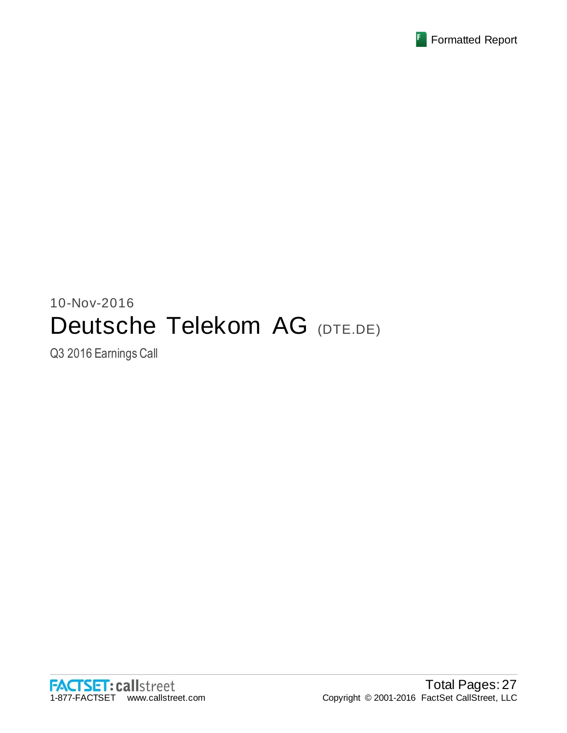10-Nov-2016

# Deutsche Telekom AG (DTE.DE)

Q3 2016 Earnings Call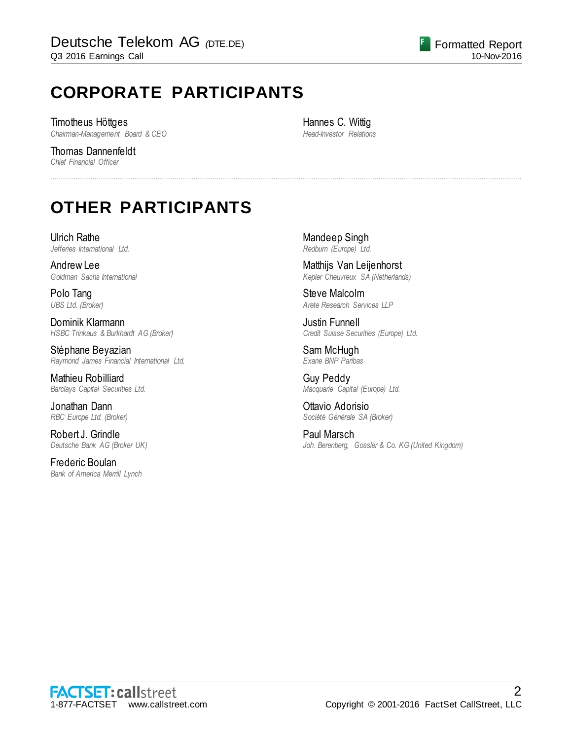# CORPORATE PARTICIPANTS

Timotheus Höttges
*Chairman-Management Board & CEO*

Thomas Dannenfeldt
*Chief Financial Officer*

Hannes C. Wittig
*Head-Investor Relations*

# OTHER PARTICIPANTS

Ulrich Rathe
*Jefferies International Ltd.*

Andrew Lee
*Goldman Sachs International*

Polo Tang
*UBS Ltd. (Broker)*

Dominik Klarmann
*HSBC Trinkaus & Burkhardt AG (Broker)*

Stéphane Beyazian
*Raymond James Financial International Ltd.*

Mathieu Robilliard
*Barclays Capital Securities Ltd.*

Jonathan Dann
*RBC Europe Ltd. (Broker)*

Robert J. Grindle
*Deutsche Bank AG (Broker UK)*

Frederic Boulan
*Bank of America Merrill Lynch*

Mandeep Singh
*Redburn (Europe) Ltd.*

Matthijs Van Leijenhorst
*Kepler Cheuvreux SA (Netherlands)*

Steve Malcolm
*Arete Research Services LLP*

Justin Funnell
*Credit Suisse Securities (Europe) Ltd.*

Sam McHugh
*Exane BNP Paribas*

Guy Peddy
*Macquarie Capital (Europe) Ltd.*

Ottavio Adorisio
*Société Générale SA (Broker)*

Paul Marsch
*Joh. Berenberg, Gossler & Co. KG (United Kingdom)*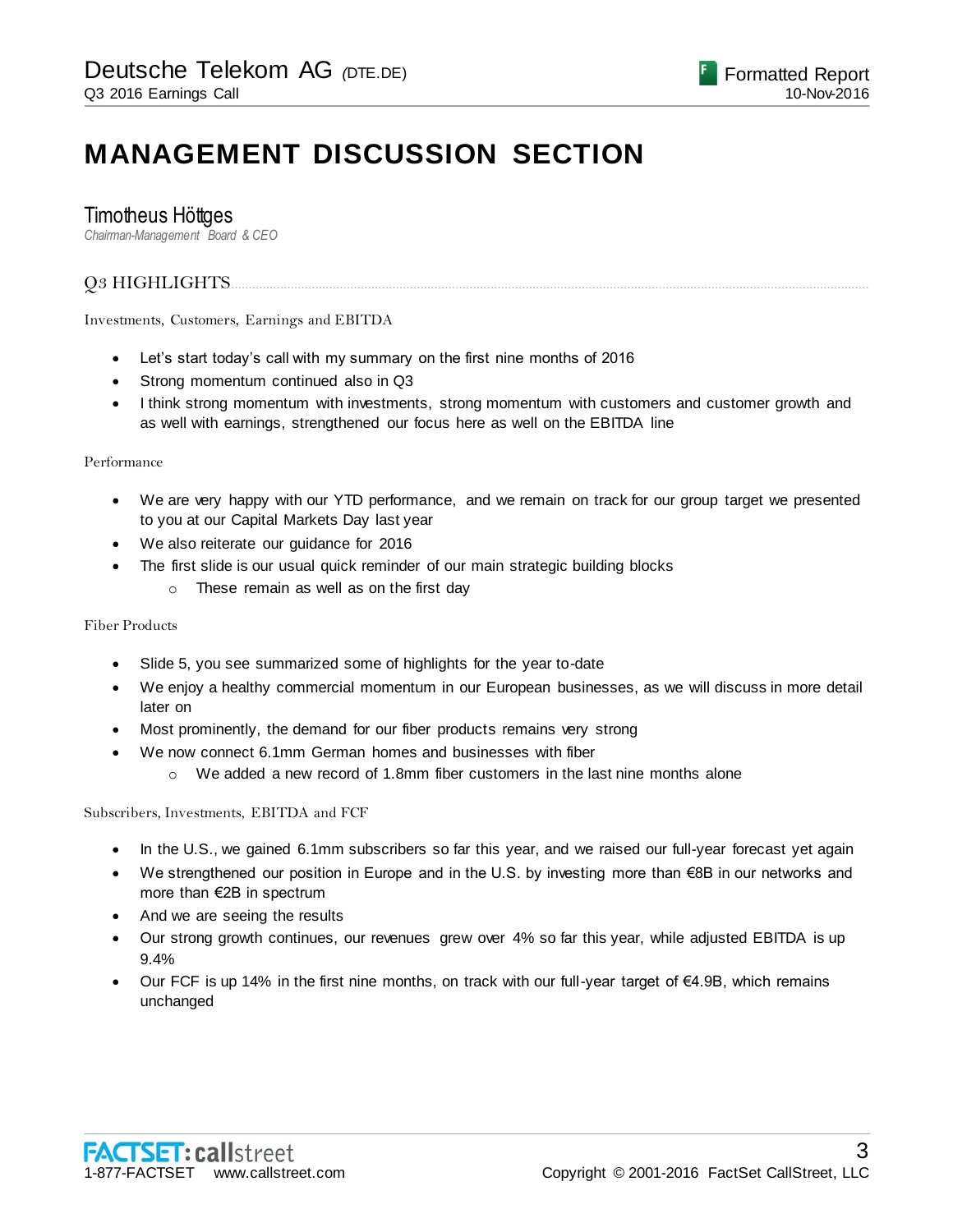# MANAGEMENT DISCUSSION SECTION

## Timotheus Höttges

*Chairman-Management Board & CEO*

### Q3 HIGHLIGHTS

Investments, Customers, Earnings and EBITDA

- Let's start today's call with my summary on the first nine months of 2016
- Strong momentum continued also in Q3
- I think strong momentum with investments, strong momentum with customers and customer growth and as well with earnings, strengthened our focus here as well on the EBITDA line

Performance

- We are very happy with our YTD performance, and we remain on track for our group target we presented to you at our Capital Markets Day last year
- We also reiterate our guidance for 2016
- The first slide is our usual quick reminder of our main strategic building blocks
  - These remain as well as on the first day

Fiber Products

- Slide 5, you see summarized some of highlights for the year to-date
- We enjoy a healthy commercial momentum in our European businesses, as we will discuss in more detail later on
- Most prominently, the demand for our fiber products remains very strong
- We now connect 6.1mm German homes and businesses with fiber
  - We added a new record of 1.8mm fiber customers in the last nine months alone

Subscribers, Investments, EBITDA and FCF

- In the U.S., we gained 6.1mm subscribers so far this year, and we raised our full-year forecast yet again
- We strengthened our position in Europe and in the U.S. by investing more than €8B in our networks and more than €2B in spectrum
- And we are seeing the results
- Our strong growth continues, our revenues grew over 4% so far this year, while adjusted EBITDA is up 9.4%
- Our FCF is up 14% in the first nine months, on track with our full-year target of €4.9B, which remains unchanged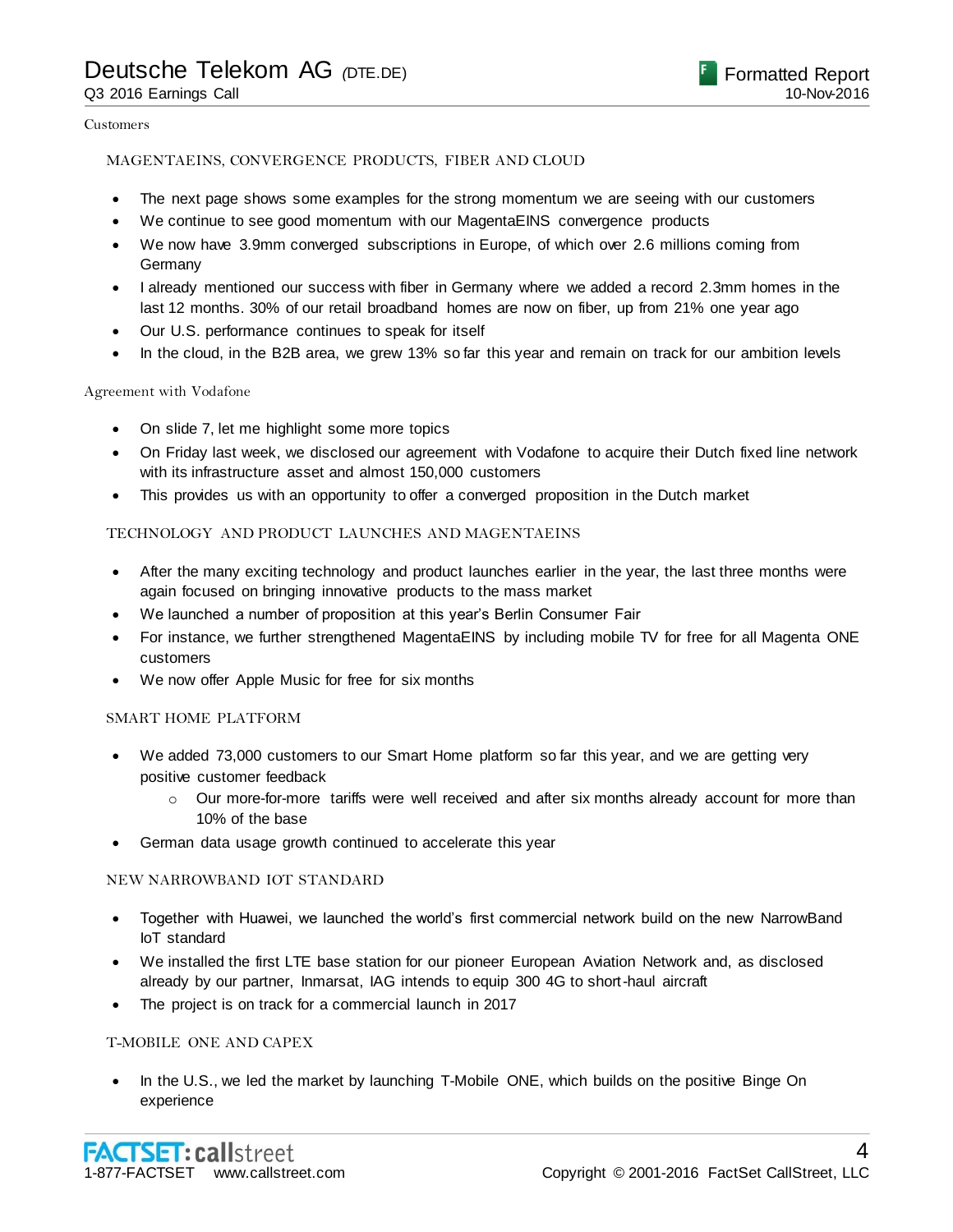Customers

### MAGENTAEINS, CONVERGENCE PRODUCTS, FIBER AND CLOUD

- The next page shows some examples for the strong momentum we are seeing with our customers
- We continue to see good momentum with our MagentaEINS convergence products
- We now have 3.9mm converged subscriptions in Europe, of which over 2.6 millions coming from Germany
- I already mentioned our success with fiber in Germany where we added a record 2.3mm homes in the last 12 months. 30% of our retail broadband homes are now on fiber, up from 21% one year ago
- Our U.S. performance continues to speak for itself
- In the cloud, in the B2B area, we grew 13% so far this year and remain on track for our ambition levels

Agreement with Vodafone

- On slide 7, let me highlight some more topics
- On Friday last week, we disclosed our agreement with Vodafone to acquire their Dutch fixed line network with its infrastructure asset and almost 150,000 customers
- This provides us with an opportunity to offer a converged proposition in the Dutch market

### TECHNOLOGY AND PRODUCT LAUNCHES AND MAGENTAEINS

- After the many exciting technology and product launches earlier in the year, the last three months were again focused on bringing innovative products to the mass market
- We launched a number of proposition at this year's Berlin Consumer Fair
- For instance, we further strengthened MagentaEINS by including mobile TV for free for all Magenta ONE customers
- We now offer Apple Music for free for six months

### SMART HOME PLATFORM

- We added 73,000 customers to our Smart Home platform so far this year, and we are getting very positive customer feedback
  - Our more-for-more tariffs were well received and after six months already account for more than 10% of the base
- German data usage growth continued to accelerate this year

### NEW NARROWBAND IOT STANDARD

- Together with Huawei, we launched the world's first commercial network build on the new NarrowBand IoT standard
- We installed the first LTE base station for our pioneer European Aviation Network and, as disclosed already by our partner, Inmarsat, IAG intends to equip 300 4G to short-haul aircraft
- The project is on track for a commercial launch in 2017

### T-MOBILE ONE AND CAPEX

- In the U.S., we led the market by launching T-Mobile ONE, which builds on the positive Binge On experience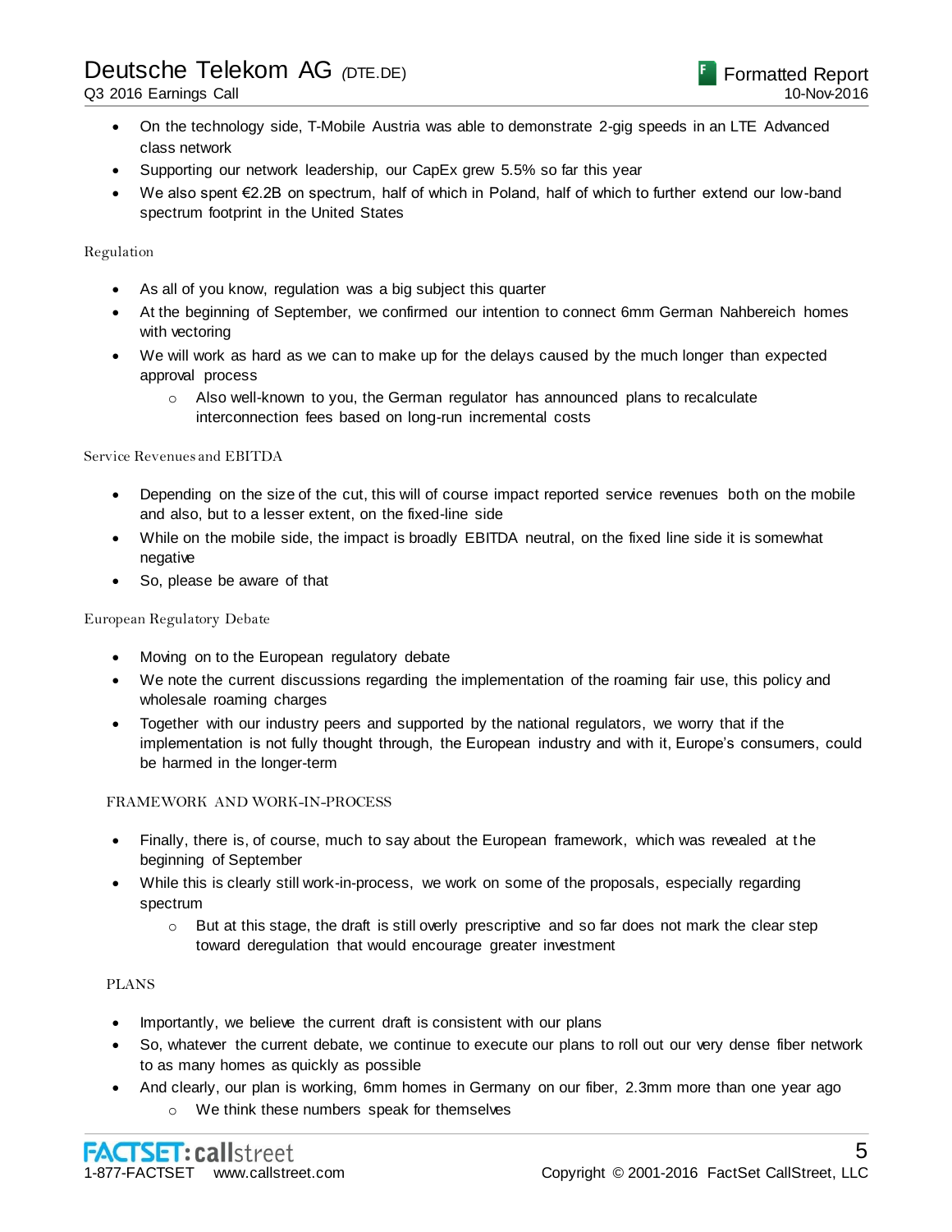- On the technology side, T-Mobile Austria was able to demonstrate 2-gig speeds in an LTE Advanced class network
- Supporting our network leadership, our CapEx grew 5.5% so far this year
- We also spent €2.2B on spectrum, half of which in Poland, half of which to further extend our low-band spectrum footprint in the United States

### Regulation

- As all of you know, regulation was a big subject this quarter
- At the beginning of September, we confirmed our intention to connect 6mm German Nahbereich homes with vectoring
- We will work as hard as we can to make up for the delays caused by the much longer than expected approval process
    - Also well-known to you, the German regulator has announced plans to recalculate interconnection fees based on long-run incremental costs

### Service Revenues and EBITDA

- Depending on the size of the cut, this will of course impact reported service revenues both on the mobile and also, but to a lesser extent, on the fixed-line side
- While on the mobile side, the impact is broadly EBITDA neutral, on the fixed line side it is somewhat negative
- So, please be aware of that

### European Regulatory Debate

- Moving on to the European regulatory debate
- We note the current discussions regarding the implementation of the roaming fair use, this policy and wholesale roaming charges
- Together with our industry peers and supported by the national regulators, we worry that if the implementation is not fully thought through, the European industry and with it, Europe's consumers, could be harmed in the longer-term

#### FRAMEWORK AND WORK-IN-PROCESS

- Finally, there is, of course, much to say about the European framework, which was revealed at the beginning of September
- While this is clearly still work-in-process, we work on some of the proposals, especially regarding spectrum
    - But at this stage, the draft is still overly prescriptive and so far does not mark the clear step toward deregulation that would encourage greater investment

#### PLANS

- Importantly, we believe the current draft is consistent with our plans
- So, whatever the current debate, we continue to execute our plans to roll out our very dense fiber network to as many homes as quickly as possible
- And clearly, our plan is working, 6mm homes in Germany on our fiber, 2.3mm more than one year ago
    - We think these numbers speak for themselves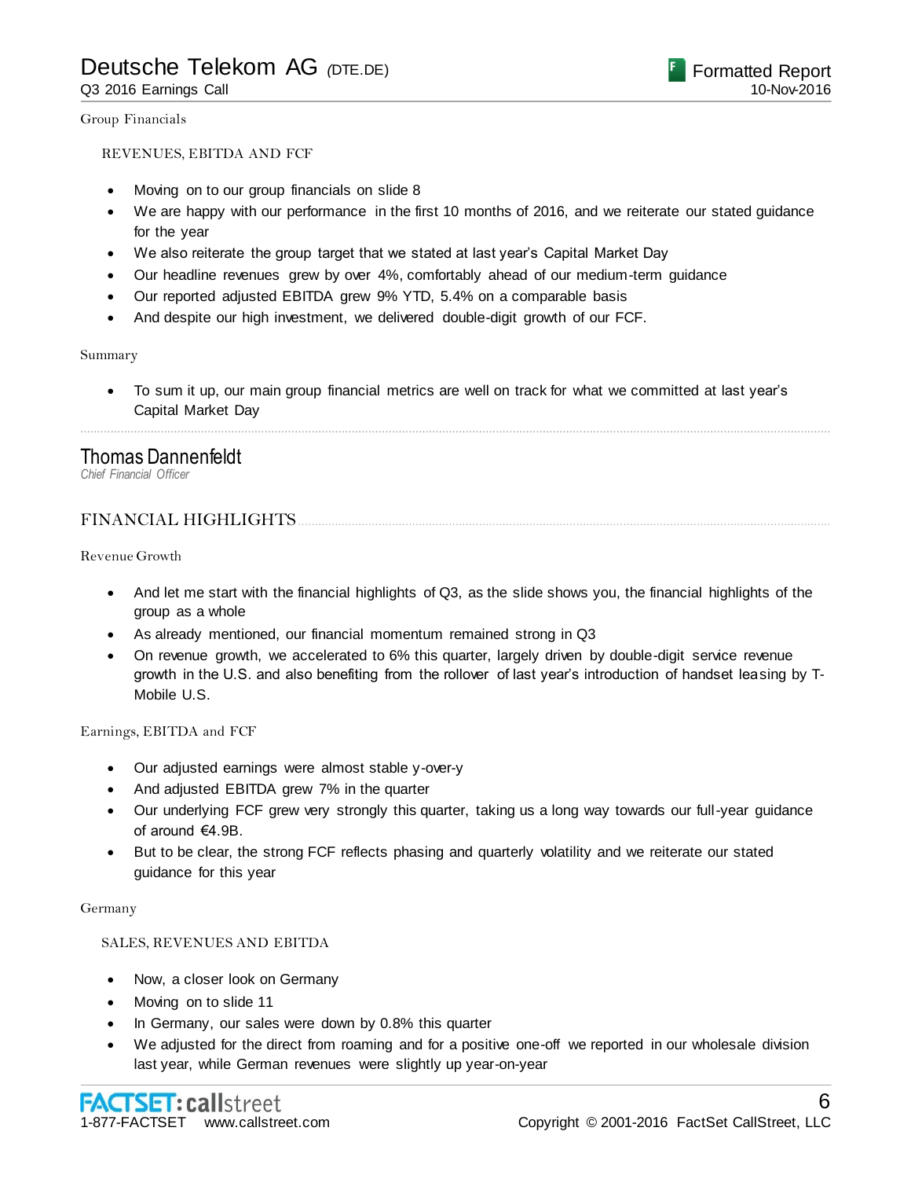Group Financials

REVENUES, EBITDA AND FCF

- Moving on to our group financials on slide 8
- We are happy with our performance in the first 10 months of 2016, and we reiterate our stated guidance for the year
- We also reiterate the group target that we stated at last year's Capital Market Day
- Our headline revenues grew by over 4%, comfortably ahead of our medium-term guidance
- Our reported adjusted EBITDA grew 9% YTD, 5.4% on a comparable basis
- And despite our high investment, we delivered double-digit growth of our FCF.

Summary

- To sum it up, our main group financial metrics are well on track for what we committed at last year's Capital Market Day

---

## Thomas Dannenfeldt

*Chief Financial Officer*

### FINANCIAL HIGHLIGHTS

Revenue Growth

- And let me start with the financial highlights of Q3, as the slide shows you, the financial highlights of the group as a whole
- As already mentioned, our financial momentum remained strong in Q3
- On revenue growth, we accelerated to 6% this quarter, largely driven by double-digit service revenue growth in the U.S. and also benefiting from the rollover of last year's introduction of handset leasing by T-Mobile U.S.

Earnings, EBITDA and FCF

- Our adjusted earnings were almost stable y-over-y
- And adjusted EBITDA grew 7% in the quarter
- Our underlying FCF grew very strongly this quarter, taking us a long way towards our full-year guidance of around €4.9B.
- But to be clear, the strong FCF reflects phasing and quarterly volatility and we reiterate our stated guidance for this year

Germany

SALES, REVENUES AND EBITDA

- Now, a closer look on Germany
- Moving on to slide 11
- In Germany, our sales were down by 0.8% this quarter
- We adjusted for the direct from roaming and for a positive one-off we reported in our wholesale division last year, while German revenues were slightly up year-on-year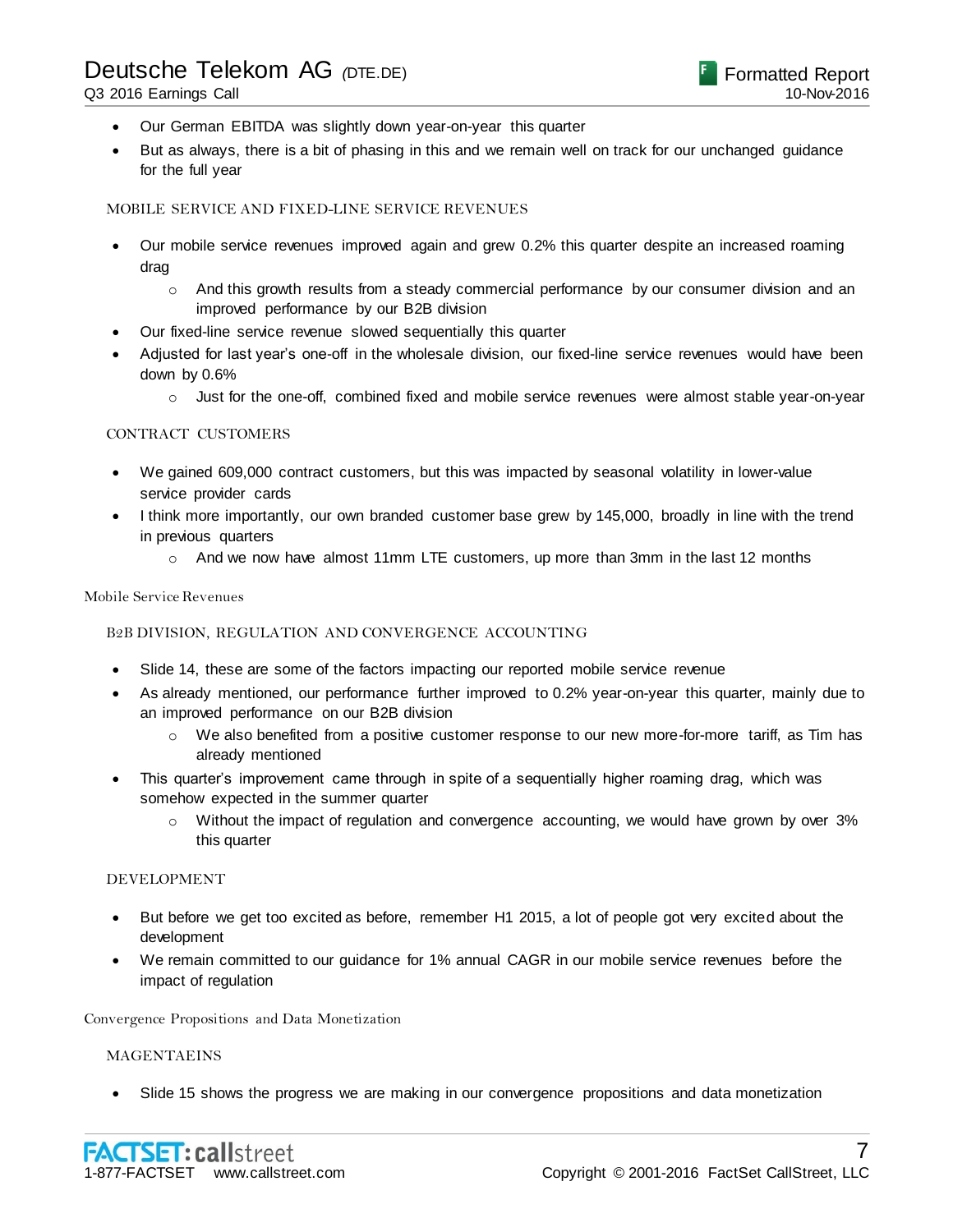- Our German EBITDA was slightly down year-on-year this quarter
- But as always, there is a bit of phasing in this and we remain well on track for our unchanged guidance for the full year

#### MOBILE SERVICE AND FIXED-LINE SERVICE REVENUES

- Our mobile service revenues improved again and grew 0.2% this quarter despite an increased roaming drag
  - And this growth results from a steady commercial performance by our consumer division and an improved performance by our B2B division
- Our fixed-line service revenue slowed sequentially this quarter
- Adjusted for last year's one-off in the wholesale division, our fixed-line service revenues would have been down by 0.6%
  - Just for the one-off, combined fixed and mobile service revenues were almost stable year-on-year

#### CONTRACT CUSTOMERS

- We gained 609,000 contract customers, but this was impacted by seasonal volatility in lower-value service provider cards
- I think more importantly, our own branded customer base grew by 145,000, broadly in line with the trend in previous quarters
  - And we now have almost 11mm LTE customers, up more than 3mm in the last 12 months

### Mobile Service Revenues

#### B2B DIVISION, REGULATION AND CONVERGENCE ACCOUNTING

- Slide 14, these are some of the factors impacting our reported mobile service revenue
- As already mentioned, our performance further improved to 0.2% year-on-year this quarter, mainly due to an improved performance on our B2B division
  - We also benefited from a positive customer response to our new more-for-more tariff, as Tim has already mentioned
- This quarter's improvement came through in spite of a sequentially higher roaming drag, which was somehow expected in the summer quarter
  - Without the impact of regulation and convergence accounting, we would have grown by over 3% this quarter

#### DEVELOPMENT

- But before we get too excited as before, remember H1 2015, a lot of people got very excited about the development
- We remain committed to our guidance for 1% annual CAGR in our mobile service revenues before the impact of regulation

### Convergence Propositions and Data Monetization

#### MAGENTAEINS

- Slide 15 shows the progress we are making in our convergence propositions and data monetization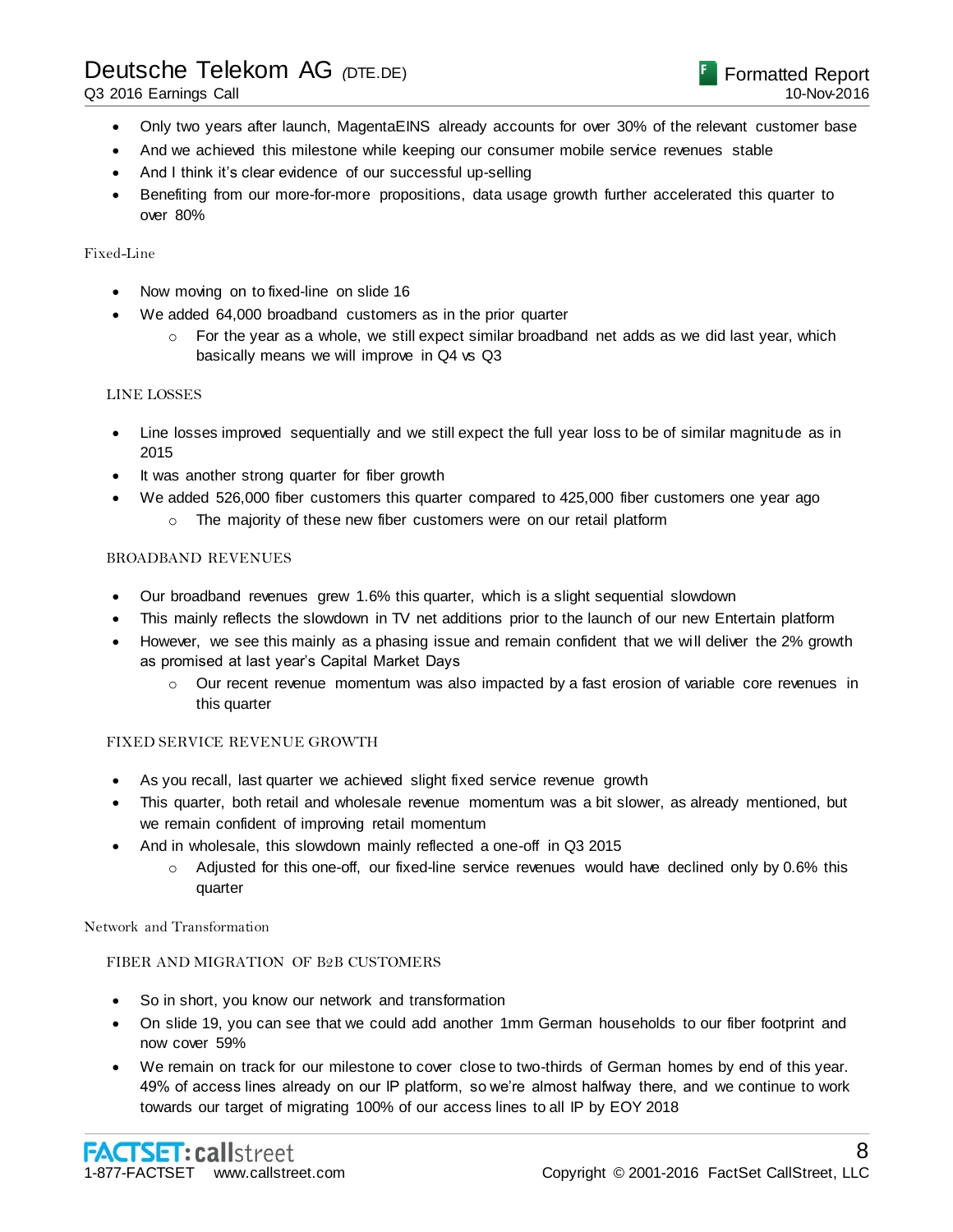- Only two years after launch, MagentaEINS already accounts for over 30% of the relevant customer base
- And we achieved this milestone while keeping our consumer mobile service revenues stable
- And I think it's clear evidence of our successful up-selling
- Benefiting from our more-for-more propositions, data usage growth further accelerated this quarter to over 80%

## Fixed-Line

- Now moving on to fixed-line on slide 16
- We added 64,000 broadband customers as in the prior quarter
  - For the year as a whole, we still expect similar broadband net adds as we did last year, which basically means we will improve in Q4 vs Q3

### LINE LOSSES

- Line losses improved sequentially and we still expect the full year loss to be of similar magnitude as in 2015
- It was another strong quarter for fiber growth
- We added 526,000 fiber customers this quarter compared to 425,000 fiber customers one year ago
  - The majority of these new fiber customers were on our retail platform

### BROADBAND REVENUES

- Our broadband revenues grew 1.6% this quarter, which is a slight sequential slowdown
- This mainly reflects the slowdown in TV net additions prior to the launch of our new Entertain platform
- However, we see this mainly as a phasing issue and remain confident that we will deliver the 2% growth as promised at last year's Capital Market Days
  - Our recent revenue momentum was also impacted by a fast erosion of variable core revenues in this quarter

### FIXED SERVICE REVENUE GROWTH

- As you recall, last quarter we achieved slight fixed service revenue growth
- This quarter, both retail and wholesale revenue momentum was a bit slower, as already mentioned, but we remain confident of improving retail momentum
- And in wholesale, this slowdown mainly reflected a one-off in Q3 2015
  - Adjusted for this one-off, our fixed-line service revenues would have declined only by 0.6% this quarter

## Network and Transformation

### FIBER AND MIGRATION OF B2B CUSTOMERS

- So in short, you know our network and transformation
- On slide 19, you can see that we could add another 1mm German households to our fiber footprint and now cover 59%
- We remain on track for our milestone to cover close to two-thirds of German homes by end of this year. 49% of access lines already on our IP platform, so we're almost halfway there, and we continue to work towards our target of migrating 100% of our access lines to all IP by EOY 2018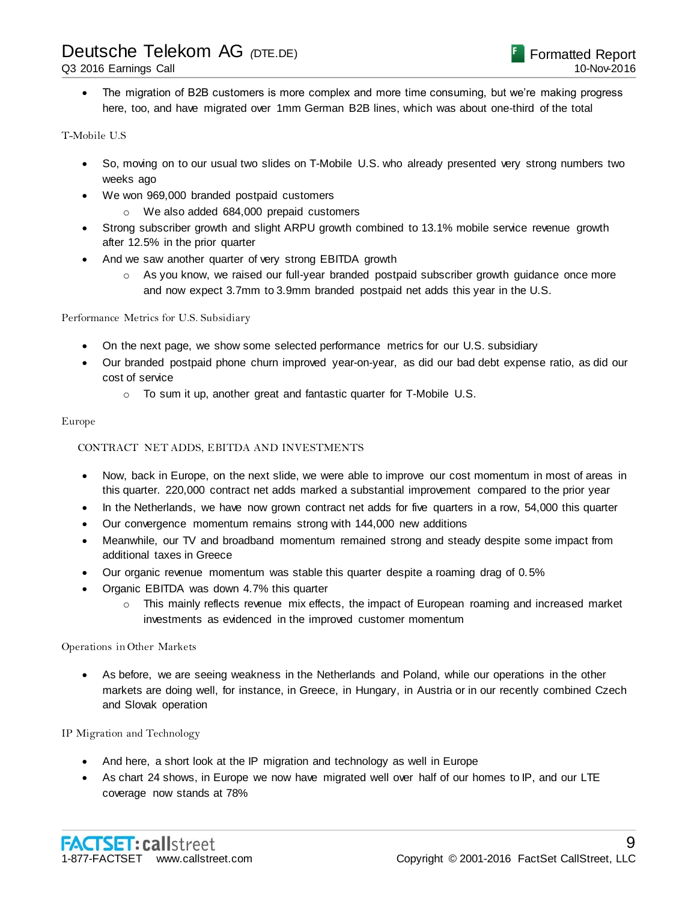- The migration of B2B customers is more complex and more time consuming, but we're making progress here, too, and have migrated over 1mm German B2B lines, which was about one-third of the total

### T-Mobile U.S

- So, moving on to our usual two slides on T-Mobile U.S. who already presented very strong numbers two weeks ago
- We won 969,000 branded postpaid customers
  - We also added 684,000 prepaid customers
- Strong subscriber growth and slight ARPU growth combined to 13.1% mobile service revenue growth after 12.5% in the prior quarter
- And we saw another quarter of very strong EBITDA growth
  - As you know, we raised our full-year branded postpaid subscriber growth guidance once more and now expect 3.7mm to 3.9mm branded postpaid net adds this year in the U.S.

### Performance Metrics for U.S. Subsidiary

- On the next page, we show some selected performance metrics for our U.S. subsidiary
- Our branded postpaid phone churn improved year-on-year, as did our bad debt expense ratio, as did our cost of service
  - To sum it up, another great and fantastic quarter for T-Mobile U.S.

### Europe

#### CONTRACT NET ADDS, EBITDA AND INVESTMENTS

- Now, back in Europe, on the next slide, we were able to improve our cost momentum in most of areas in this quarter. 220,000 contract net adds marked a substantial improvement compared to the prior year
- In the Netherlands, we have now grown contract net adds for five quarters in a row, 54,000 this quarter
- Our convergence momentum remains strong with 144,000 new additions
- Meanwhile, our TV and broadband momentum remained strong and steady despite some impact from additional taxes in Greece
- Our organic revenue momentum was stable this quarter despite a roaming drag of 0.5%
- Organic EBITDA was down 4.7% this quarter
  - This mainly reflects revenue mix effects, the impact of European roaming and increased market investments as evidenced in the improved customer momentum

### Operations in Other Markets

- As before, we are seeing weakness in the Netherlands and Poland, while our operations in the other markets are doing well, for instance, in Greece, in Hungary, in Austria or in our recently combined Czech and Slovak operation

### IP Migration and Technology

- And here, a short look at the IP migration and technology as well in Europe
- As chart 24 shows, in Europe we now have migrated well over half of our homes to IP, and our LTE coverage now stands at 78%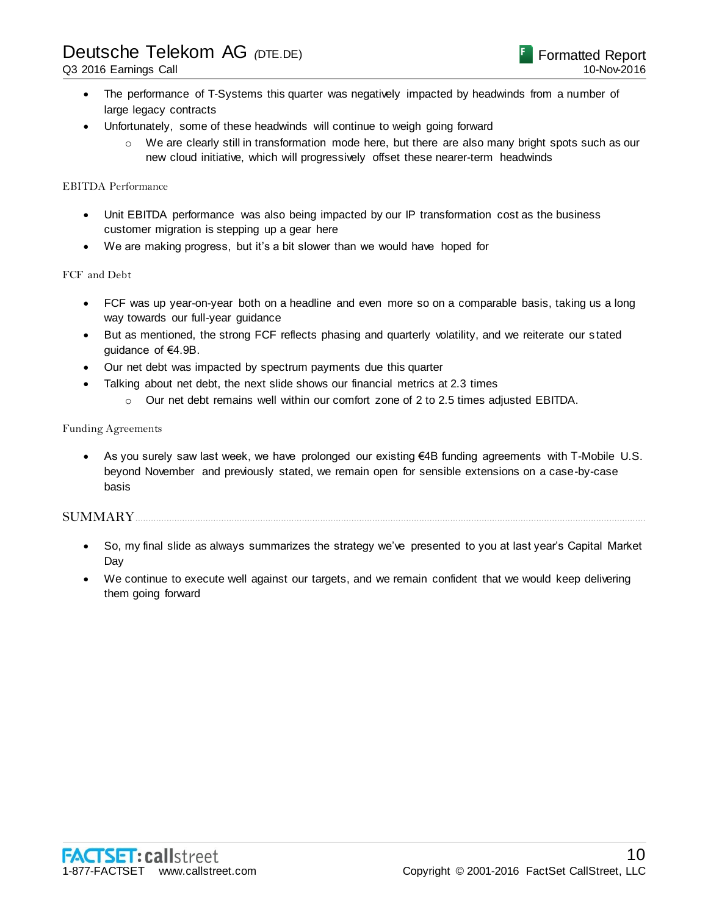- The performance of T-Systems this quarter was negatively impacted by headwinds from a number of large legacy contracts
- Unfortunately, some of these headwinds will continue to weigh going forward
  - We are clearly still in transformation mode here, but there are also many bright spots such as our new cloud initiative, which will progressively offset these nearer-term headwinds

EBITDA Performance

- Unit EBITDA performance was also being impacted by our IP transformation cost as the business customer migration is stepping up a gear here
- We are making progress, but it's a bit slower than we would have hoped for

FCF and Debt

- FCF was up year-on-year both on a headline and even more so on a comparable basis, taking us a long way towards our full-year guidance
- But as mentioned, the strong FCF reflects phasing and quarterly volatility, and we reiterate our stated guidance of €4.9B.
- Our net debt was impacted by spectrum payments due this quarter
- Talking about net debt, the next slide shows our financial metrics at 2.3 times
  - Our net debt remains well within our comfort zone of 2 to 2.5 times adjusted EBITDA.

Funding Agreements

- As you surely saw last week, we have prolonged our existing €4B funding agreements with T-Mobile U.S. beyond November and previously stated, we remain open for sensible extensions on a case-by-case basis

## SUMMARY

- So, my final slide as always summarizes the strategy we've presented to you at last year's Capital Market Day
- We continue to execute well against our targets, and we remain confident that we would keep delivering them going forward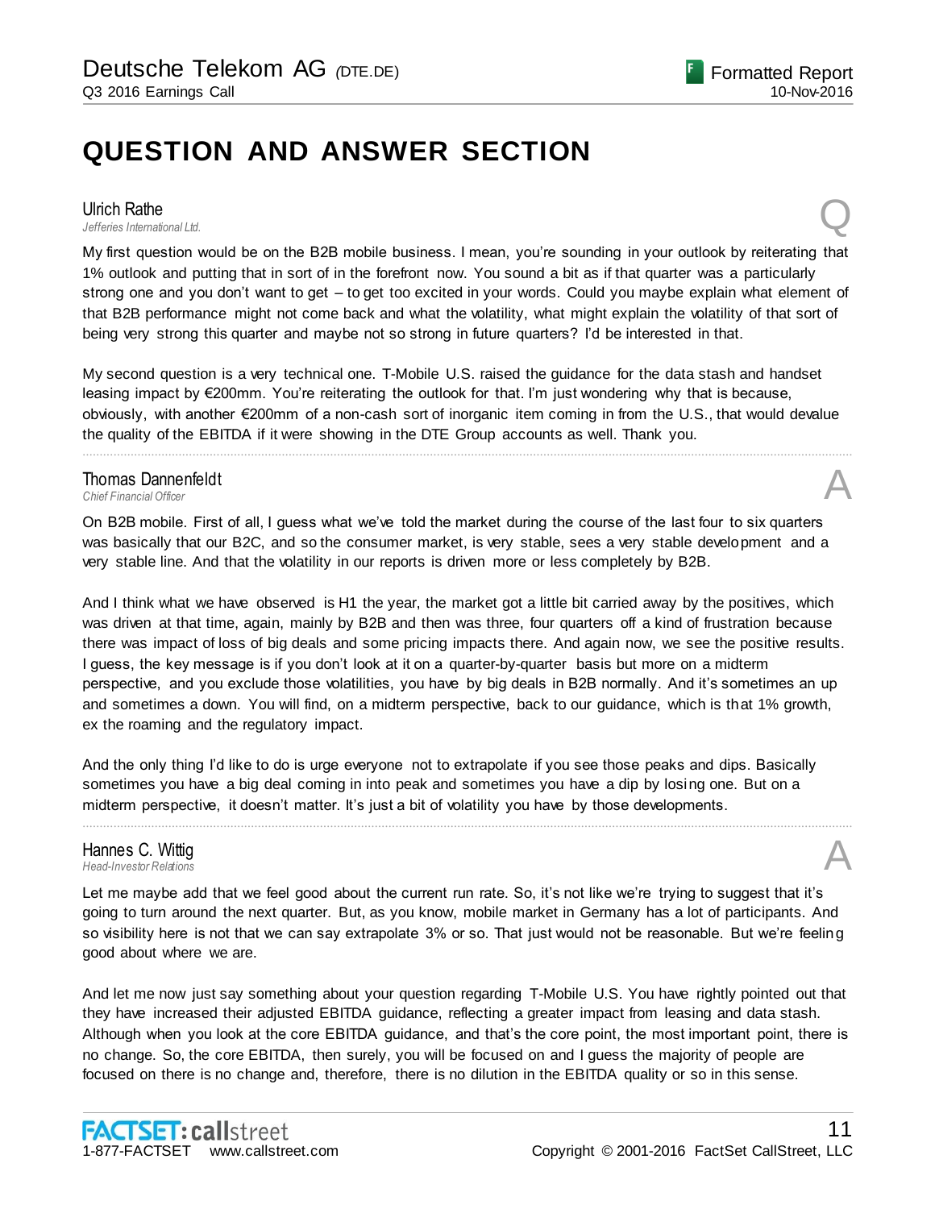# QUESTION AND ANSWER SECTION

**Ulrich Rathe**
*Jefferies International Ltd.*

Q

My first question would be on the B2B mobile business. I mean, you're sounding in your outlook by reiterating that 1% outlook and putting that in sort of in the forefront now. You sound a bit as if that quarter was a particularly strong one and you don't want to get – to get too excited in your words. Could you maybe explain what element of that B2B performance might not come back and what the volatility, what might explain the volatility of that sort of being very strong this quarter and maybe not so strong in future quarters? I'd be interested in that.

My second question is a very technical one. T-Mobile U.S. raised the guidance for the data stash and handset leasing impact by €200mm. You're reiterating the outlook for that. I'm just wondering why that is because, obviously, with another €200mm of a non-cash sort of inorganic item coming in from the U.S., that would devalue the quality of the EBITDA if it were showing in the DTE Group accounts as well. Thank you.

---

**Thomas Dannenfeldt**
*Chief Financial Officer*

A

On B2B mobile. First of all, I guess what we've told the market during the course of the last four to six quarters was basically that our B2C, and so the consumer market, is very stable, sees a very stable development and a very stable line. And that the volatility in our reports is driven more or less completely by B2B.

And I think what we have observed is H1 the year, the market got a little bit carried away by the positives, which was driven at that time, again, mainly by B2B and then was three, four quarters off a kind of frustration because there was impact of loss of big deals and some pricing impacts there. And again now, we see the positive results. I guess, the key message is if you don't look at it on a quarter-by-quarter basis but more on a midterm perspective, and you exclude those volatilities, you have by big deals in B2B normally. And it's sometimes an up and sometimes a down. You will find, on a midterm perspective, back to our guidance, which is that 1% growth, ex the roaming and the regulatory impact.

And the only thing I'd like to do is urge everyone not to extrapolate if you see those peaks and dips. Basically sometimes you have a big deal coming in into peak and sometimes you have a dip by losing one. But on a midterm perspective, it doesn't matter. It's just a bit of volatility you have by those developments.

---

**Hannes C. Wittig**
*Head-Investor Relations*

A

Let me maybe add that we feel good about the current run rate. So, it's not like we're trying to suggest that it's going to turn around the next quarter. But, as you know, mobile market in Germany has a lot of participants. And so visibility here is not that we can say extrapolate 3% or so. That just would not be reasonable. But we're feeling good about where we are.

And let me now just say something about your question regarding T-Mobile U.S. You have rightly pointed out that they have increased their adjusted EBITDA guidance, reflecting a greater impact from leasing and data stash. Although when you look at the core EBITDA guidance, and that's the core point, the most important point, there is no change. So, the core EBITDA, then surely, you will be focused on and I guess the majority of people are focused on there is no change and, therefore, there is no dilution in the EBITDA quality or so in this sense.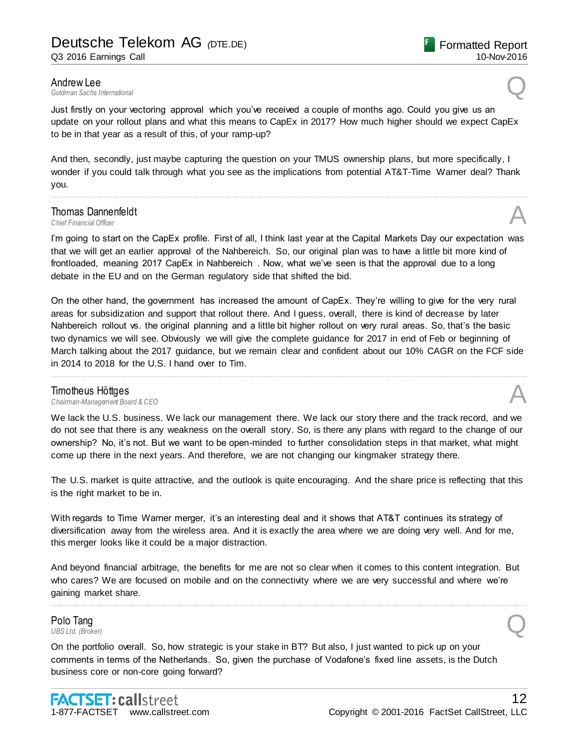**Andrew Lee**
*Goldman Sachs International* Q

Just firstly on your vectoring approval which you've received a couple of months ago. Could you give us an update on your rollout plans and what this means to CapEx in 2017? How much higher should we expect CapEx to be in that year as a result of this, of your ramp-up?

And then, secondly, just maybe capturing the question on your TMUS ownership plans, but more specifically, I wonder if you could talk through what you see as the implications from potential AT&T-Time Warner deal? Thank you.

---

**Thomas Dannenfeldt**
*Chief Financial Officer* A

I'm going to start on the CapEx profile. First of all, I think last year at the Capital Markets Day our expectation was that we will get an earlier approval of the Nahbereich. So, our original plan was to have a little bit more kind of frontloaded, meaning 2017 CapEx in Nahbereich . Now, what we've seen is that the approval due to a long debate in the EU and on the German regulatory side that shifted the bid.

On the other hand, the government has increased the amount of CapEx. They're willing to give for the very rural areas for subsidization and support that rollout there. And I guess, overall, there is kind of decrease by later Nahbereich rollout vs. the original planning and a little bit higher rollout on very rural areas. So, that's the basic two dynamics we will see. Obviously we will give the complete guidance for 2017 in end of Feb or beginning of March talking about the 2017 guidance, but we remain clear and confident about our 10% CAGR on the FCF side in 2014 to 2018 for the U.S. I hand over to Tim.

---

**Timotheus Höttges**
*Chairman-Management Board & CEO* A

We lack the U.S. business. We lack our management there. We lack our story there and the track record, and we do not see that there is any weakness on the overall story. So, is there any plans with regard to the change of our ownership? No, it's not. But we want to be open-minded to further consolidation steps in that market, what might come up there in the next years. And therefore, we are not changing our kingmaker strategy there.

The U.S. market is quite attractive, and the outlook is quite encouraging. And the share price is reflecting that this is the right market to be in.

With regards to Time Warner merger, it's an interesting deal and it shows that AT&T continues its strategy of diversification away from the wireless area. And it is exactly the area where we are doing very well. And for me, this merger looks like it could be a major distraction.

And beyond financial arbitrage, the benefits for me are not so clear when it comes to this content integration. But who cares? We are focused on mobile and on the connectivity where we are very successful and where we're gaining market share.

---

**Polo Tang**
*UBS Ltd. (Broker)* Q

On the portfolio overall. So, how strategic is your stake in BT? But also, I just wanted to pick up on your comments in terms of the Netherlands. So, given the purchase of Vodafone's fixed line assets, is the Dutch business core or non-core going forward?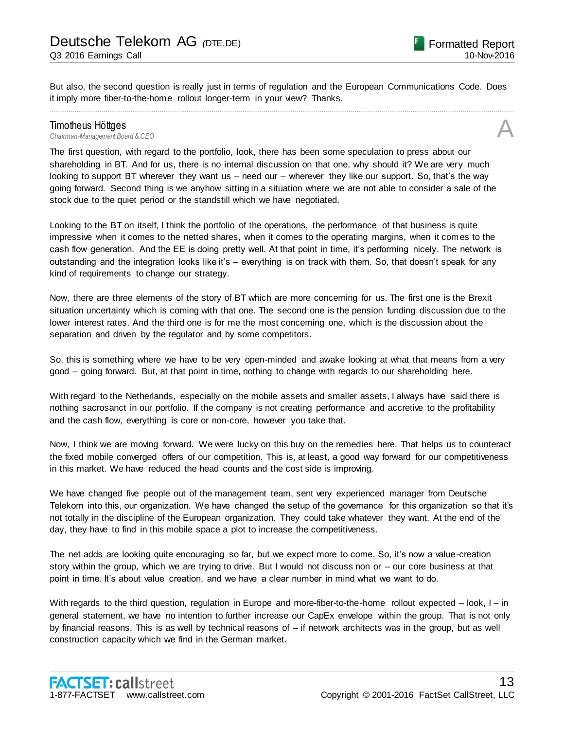But also, the second question is really just in terms of regulation and the European Communications Code. Does it imply more fiber-to-the-home rollout longer-term in your view? Thanks.

---

**Timotheus Höttges**
*Chairman-Management Board & CEO* **A**

The first question, with regard to the portfolio, look, there has been some speculation to press about our shareholding in BT. And for us, there is no internal discussion on that one, why should it? We are very much looking to support BT wherever they want us – need our – wherever they like our support. So, that's the way going forward. Second thing is we anyhow sitting in a situation where we are not able to consider a sale of the stock due to the quiet period or the standstill which we have negotiated.

Looking to the BT on itself, I think the portfolio of the operations, the performance of that business is quite impressive when it comes to the netted shares, when it comes to the operating margins, when it comes to the cash flow generation. And the EE is doing pretty well. At that point in time, it's performing nicely. The network is outstanding and the integration looks like it's – everything is on track with them. So, that doesn't speak for any kind of requirements to change our strategy.

Now, there are three elements of the story of BT which are more concerning for us. The first one is the Brexit situation uncertainty which is coming with that one. The second one is the pension funding discussion due to the lower interest rates. And the third one is for me the most concerning one, which is the discussion about the separation and driven by the regulator and by some competitors.

So, this is something where we have to be very open-minded and awake looking at what that means from a very good – going forward. But, at that point in time, nothing to change with regards to our shareholding here.

With regard to the Netherlands, especially on the mobile assets and smaller assets, I always have said there is nothing sacrosanct in our portfolio. If the company is not creating performance and accretive to the profitability and the cash flow, everything is core or non-core, however you take that.

Now, I think we are moving forward. We were lucky on this buy on the remedies here. That helps us to counteract the fixed mobile converged offers of our competition. This is, at least, a good way forward for our competitiveness in this market. We have reduced the head counts and the cost side is improving.

We have changed five people out of the management team, sent very experienced manager from Deutsche Telekom into this, our organization. We have changed the setup of the governance for this organization so that it's not totally in the discipline of the European organization. They could take whatever they want. At the end of the day, they have to find in this mobile space a plot to increase the competitiveness.

The net adds are looking quite encouraging so far, but we expect more to come. So, it's now a value-creation story within the group, which we are trying to drive. But I would not discuss non or – our core business at that point in time. It's about value creation, and we have a clear number in mind what we want to do.

With regards to the third question, regulation in Europe and more-fiber-to-the-home rollout expected – look, I – in general statement, we have no intention to further increase our CapEx envelope within the group. That is not only by financial reasons. This is as well by technical reasons of – if network architects was in the group, but as well construction capacity which we find in the German market.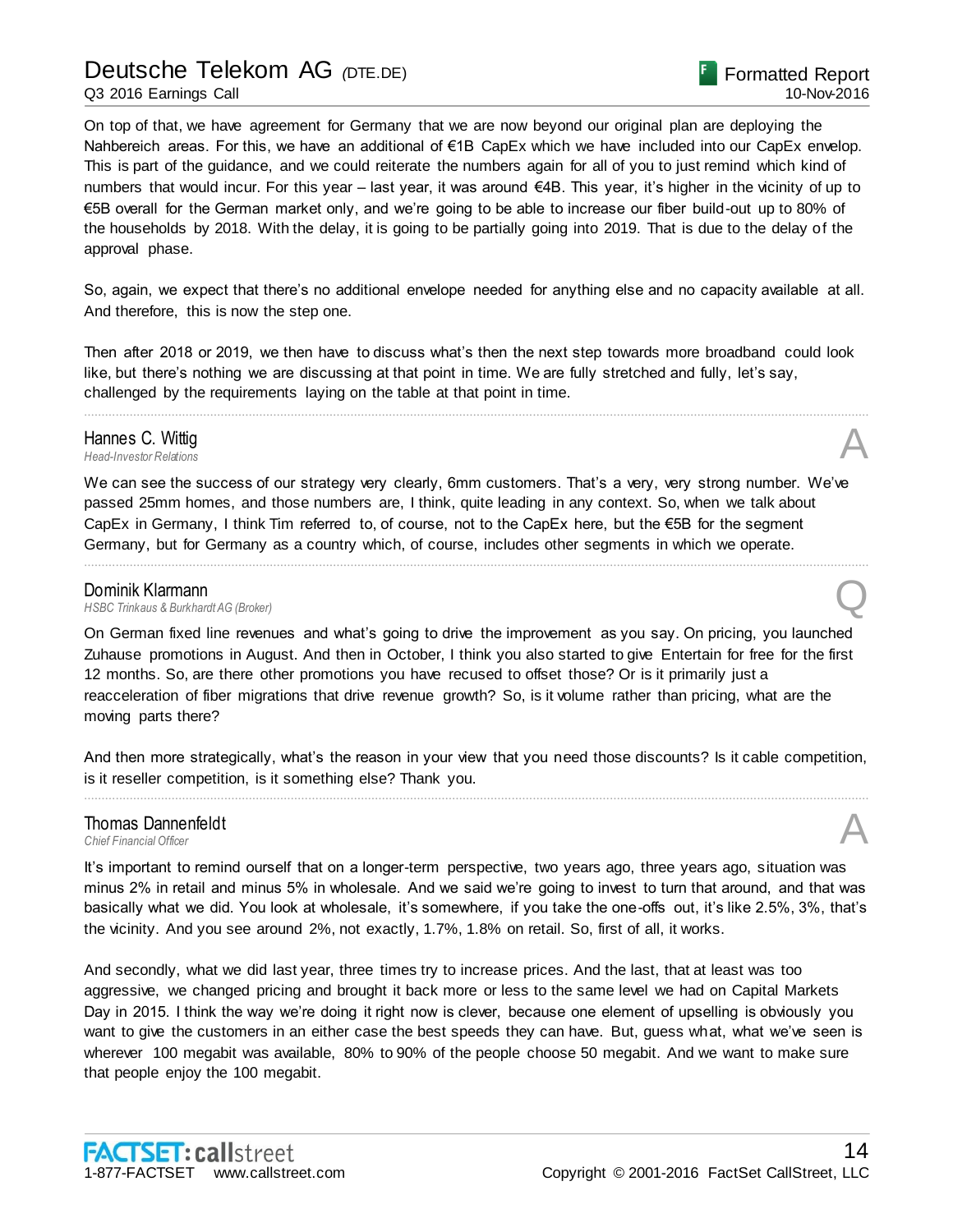On top of that, we have agreement for Germany that we are now beyond our original plan are deploying the Nahbereich areas. For this, we have an additional of €1B CapEx which we have included into our CapEx envelop. This is part of the guidance, and we could reiterate the numbers again for all of you to just remind which kind of numbers that would incur. For this year – last year, it was around €4B. This year, it's higher in the vicinity of up to €5B overall for the German market only, and we're going to be able to increase our fiber build-out up to 80% of the households by 2018. With the delay, it is going to be partially going into 2019. That is due to the delay of the approval phase.

So, again, we expect that there's no additional envelope needed for anything else and no capacity available at all. And therefore, this is now the step one.

Then after 2018 or 2019, we then have to discuss what's then the next step towards more broadband could look like, but there's nothing we are discussing at that point in time. We are fully stretched and fully, let's say, challenged by the requirements laying on the table at that point in time.

---

**Hannes C. Wittig**
*Head-Investor Relations* **A**

We can see the success of our strategy very clearly, 6mm customers. That's a very, very strong number. We've passed 25mm homes, and those numbers are, I think, quite leading in any context. So, when we talk about CapEx in Germany, I think Tim referred to, of course, not to the CapEx here, but the €5B for the segment Germany, but for Germany as a country which, of course, includes other segments in which we operate.

---

**Dominik Klarmann**
*HSBC Trinkaus & Burkhardt AG (Broker)* **Q**

On German fixed line revenues and what's going to drive the improvement as you say. On pricing, you launched Zuhause promotions in August. And then in October, I think you also started to give Entertain for free for the first 12 months. So, are there other promotions you have recused to offset those? Or is it primarily just a reacceleration of fiber migrations that drive revenue growth? So, is it volume rather than pricing, what are the moving parts there?

And then more strategically, what's the reason in your view that you need those discounts? Is it cable competition, is it reseller competition, is it something else? Thank you.

---

**Thomas Dannenfeldt**
*Chief Financial Officer* **A**

It's important to remind ourself that on a longer-term perspective, two years ago, three years ago, situation was minus 2% in retail and minus 5% in wholesale. And we said we're going to invest to turn that around, and that was basically what we did. You look at wholesale, it's somewhere, if you take the one-offs out, it's like 2.5%, 3%, that's the vicinity. And you see around 2%, not exactly, 1.7%, 1.8% on retail. So, first of all, it works.

And secondly, what we did last year, three times try to increase prices. And the last, that at least was too aggressive, we changed pricing and brought it back more or less to the same level we had on Capital Markets Day in 2015. I think the way we're doing it right now is clever, because one element of upselling is obviously you want to give the customers in an either case the best speeds they can have. But, guess what, what we've seen is wherever 100 megabit was available, 80% to 90% of the people choose 50 megabit. And we want to make sure that people enjoy the 100 megabit.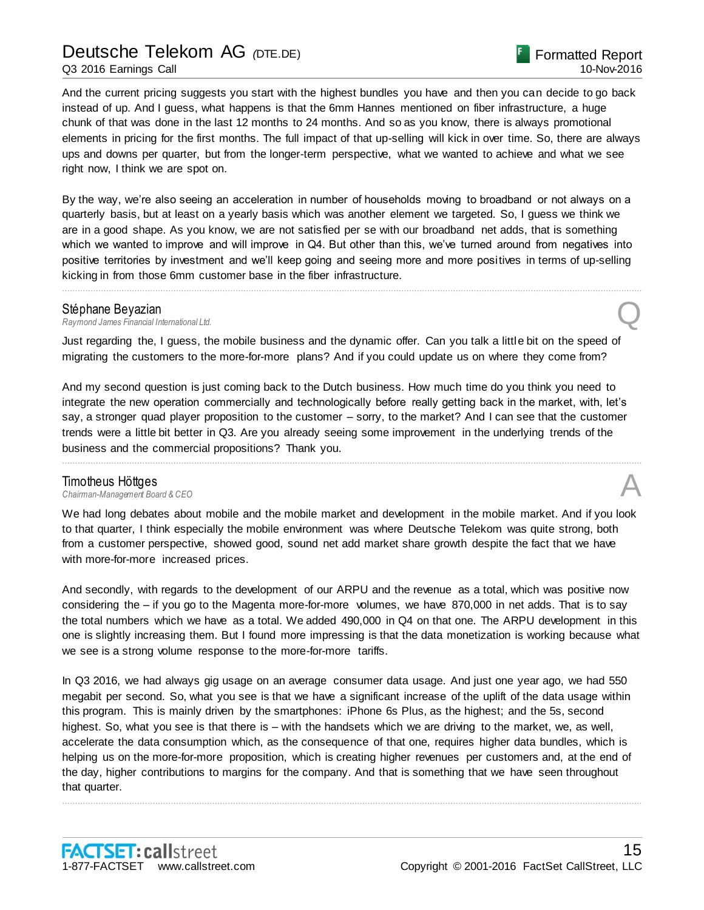And the current pricing suggests you start with the highest bundles you have and then you can decide to go back instead of up. And I guess, what happens is that the 6mm Hannes mentioned on fiber infrastructure, a huge chunk of that was done in the last 12 months to 24 months. And so as you know, there is always promotional elements in pricing for the first months. The full impact of that up-selling will kick in over time. So, there are always ups and downs per quarter, but from the longer-term perspective, what we wanted to achieve and what we see right now, I think we are spot on.

By the way, we're also seeing an acceleration in number of households moving to broadband or not always on a quarterly basis, but at least on a yearly basis which was another element we targeted. So, I guess we think we are in a good shape. As you know, we are not satisfied per se with our broadband net adds, that is something which we wanted to improve and will improve in Q4. But other than this, we've turned around from negatives into positive territories by investment and we'll keep going and seeing more and more positives in terms of up-selling kicking in from those 6mm customer base in the fiber infrastructure.

---

**Stéphane Beyazian**
*Raymond James Financial International Ltd.* **Q**

Just regarding the, I guess, the mobile business and the dynamic offer. Can you talk a little bit on the speed of migrating the customers to the more-for-more plans? And if you could update us on where they come from?

And my second question is just coming back to the Dutch business. How much time do you think you need to integrate the new operation commercially and technologically before really getting back in the market, with, let's say, a stronger quad player proposition to the customer – sorry, to the market? And I can see that the customer trends were a little bit better in Q3. Are you already seeing some improvement in the underlying trends of the business and the commercial propositions? Thank you.

---

**Timotheus Höttges**
*Chairman-Management Board & CEO* **A**

We had long debates about mobile and the mobile market and development in the mobile market. And if you look to that quarter, I think especially the mobile environment was where Deutsche Telekom was quite strong, both from a customer perspective, showed good, sound net add market share growth despite the fact that we have with more-for-more increased prices.

And secondly, with regards to the development of our ARPU and the revenue as a total, which was positive now considering the – if you go to the Magenta more-for-more volumes, we have 870,000 in net adds. That is to say the total numbers which we have as a total. We added 490,000 in Q4 on that one. The ARPU development in this one is slightly increasing them. But I found more impressing is that the data monetization is working because what we see is a strong volume response to the more-for-more tariffs.

In Q3 2016, we had always gig usage on an average consumer data usage. And just one year ago, we had 550 megabit per second. So, what you see is that we have a significant increase of the uplift of the data usage within this program. This is mainly driven by the smartphones: iPhone 6s Plus, as the highest; and the 5s, second highest. So, what you see is that there is – with the handsets which we are driving to the market, we, as well, accelerate the data consumption which, as the consequence of that one, requires higher data bundles, which is helping us on the more-for-more proposition, which is creating higher revenues per customers and, at the end of the day, higher contributions to margins for the company. And that is something that we have seen throughout that quarter.

---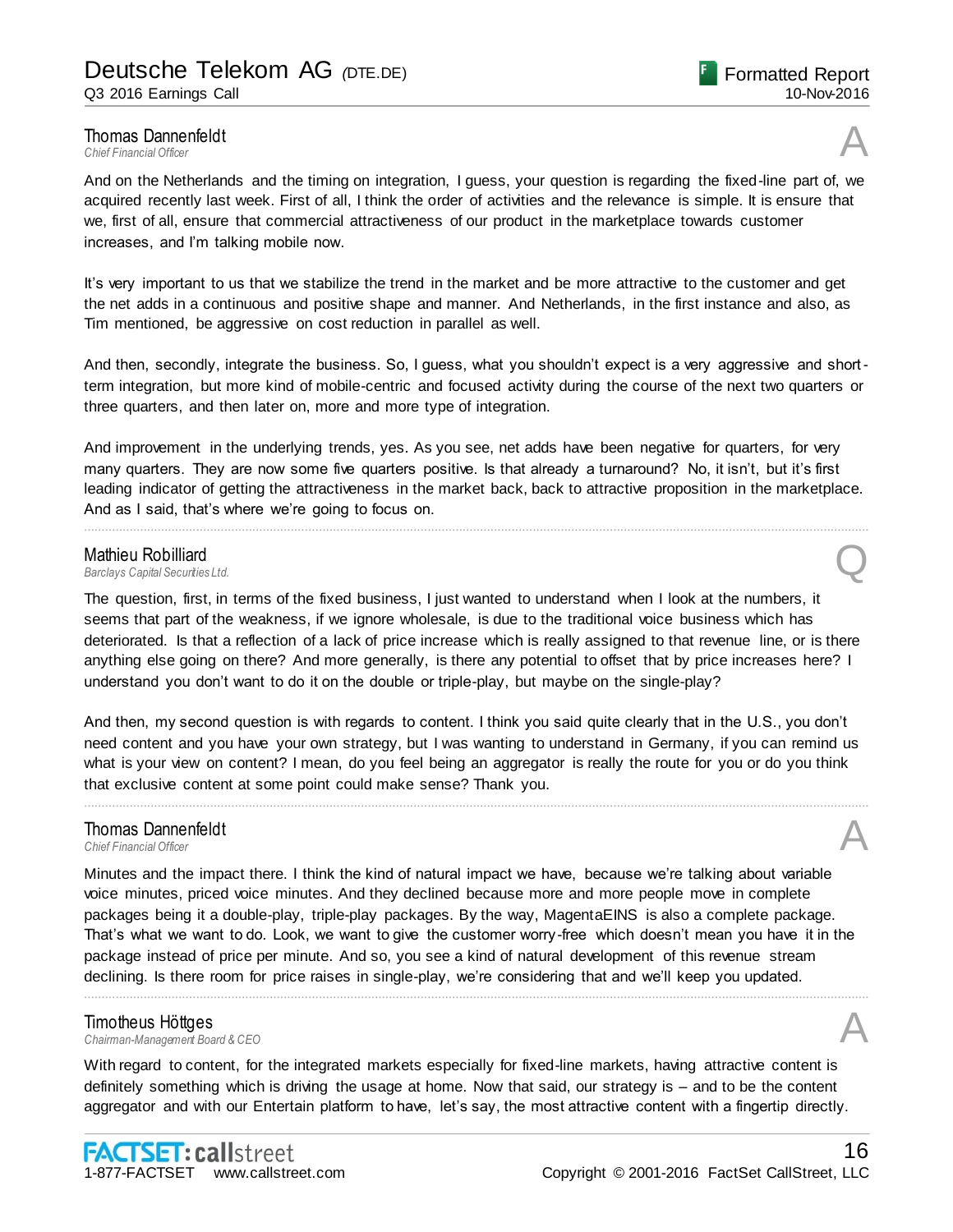**Thomas Dannenfeldt**
*Chief Financial Officer* A

And on the Netherlands and the timing on integration, I guess, your question is regarding the fixed-line part of, we acquired recently last week. First of all, I think the order of activities and the relevance is simple. It is ensure that we, first of all, ensure that commercial attractiveness of our product in the marketplace towards customer increases, and I'm talking mobile now.

It's very important to us that we stabilize the trend in the market and be more attractive to the customer and get the net adds in a continuous and positive shape and manner. And Netherlands, in the first instance and also, as Tim mentioned, be aggressive on cost reduction in parallel as well.

And then, secondly, integrate the business. So, I guess, what you shouldn't expect is a very aggressive and short-term integration, but more kind of mobile-centric and focused activity during the course of the next two quarters or three quarters, and then later on, more and more type of integration.

And improvement in the underlying trends, yes. As you see, net adds have been negative for quarters, for very many quarters. They are now some five quarters positive. Is that already a turnaround? No, it isn't, but it's first leading indicator of getting the attractiveness in the market back, back to attractive proposition in the marketplace. And as I said, that's where we're going to focus on.

---

**Mathieu Robilliard**
*Barclays Capital Securities Ltd.* Q

The question, first, in terms of the fixed business, I just wanted to understand when I look at the numbers, it seems that part of the weakness, if we ignore wholesale, is due to the traditional voice business which has deteriorated. Is that a reflection of a lack of price increase which is really assigned to that revenue line, or is there anything else going on there? And more generally, is there any potential to offset that by price increases here? I understand you don't want to do it on the double or triple-play, but maybe on the single-play?

And then, my second question is with regards to content. I think you said quite clearly that in the U.S., you don't need content and you have your own strategy, but I was wanting to understand in Germany, if you can remind us what is your view on content? I mean, do you feel being an aggregator is really the route for you or do you think that exclusive content at some point could make sense? Thank you.

---

**Thomas Dannenfeldt**
*Chief Financial Officer* A

Minutes and the impact there. I think the kind of natural impact we have, because we're talking about variable voice minutes, priced voice minutes. And they declined because more and more people move in complete packages being it a double-play, triple-play packages. By the way, MagentaEINS is also a complete package. That's what we want to do. Look, we want to give the customer worry-free which doesn't mean you have it in the package instead of price per minute. And so, you see a kind of natural development of this revenue stream declining. Is there room for price raises in single-play, we're considering that and we'll keep you updated.

---

**Timotheus Höttges**
*Chairman-Management Board & CEO* A

With regard to content, for the integrated markets especially for fixed-line markets, having attractive content is definitely something which is driving the usage at home. Now that said, our strategy is – and to be the content aggregator and with our Entertain platform to have, let's say, the most attractive content with a fingertip directly.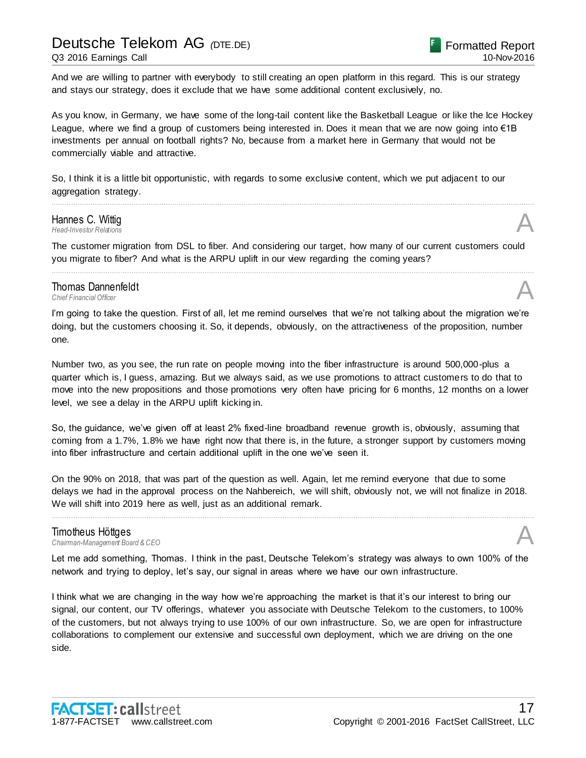And we are willing to partner with everybody to still creating an open platform in this regard. This is our strategy and stays our strategy, does it exclude that we have some additional content exclusively, no.

As you know, in Germany, we have some of the long-tail content like the Basketball League or like the Ice Hockey League, where we find a group of customers being interested in. Does it mean that we are now going into €1B investments per annual on football rights? No, because from a market here in Germany that would not be commercially viable and attractive.

So, I think it is a little bit opportunistic, with regards to some exclusive content, which we put adjacent to our aggregation strategy.

---

**Hannes C. Wittig**
*Head-Investor Relations*

The customer migration from DSL to fiber. And considering our target, how many of our current customers could you migrate to fiber? And what is the ARPU uplift in our view regarding the coming years?

---

**Thomas Dannenfeldt**
*Chief Financial Officer*

I'm going to take the question. First of all, let me remind ourselves that we're not talking about the migration we're doing, but the customers choosing it. So, it depends, obviously, on the attractiveness of the proposition, number one.

Number two, as you see, the run rate on people moving into the fiber infrastructure is around 500,000-plus a quarter which is, I guess, amazing. But we always said, as we use promotions to attract customers to do that to move into the new propositions and those promotions very often have pricing for 6 months, 12 months on a lower level, we see a delay in the ARPU uplift kicking in.

So, the guidance, we've given off at least 2% fixed-line broadband revenue growth is, obviously, assuming that coming from a 1.7%, 1.8% we have right now that there is, in the future, a stronger support by customers moving into fiber infrastructure and certain additional uplift in the one we've seen it.

On the 90% on 2018, that was part of the question as well. Again, let me remind everyone that due to some delays we had in the approval process on the Nahbereich, we will shift, obviously not, we will not finalize in 2018. We will shift into 2019 here as well, just as an additional remark.

---

**Timotheus Höttges**
*Chairman-Management Board & CEO*

Let me add something, Thomas. I think in the past, Deutsche Telekom's strategy was always to own 100% of the network and trying to deploy, let's say, our signal in areas where we have our own infrastructure.

I think what we are changing in the way how we're approaching the market is that it's our interest to bring our signal, our content, our TV offerings, whatever you associate with Deutsche Telekom to the customers, to 100% of the customers, but not always trying to use 100% of our own infrastructure. So, we are open for infrastructure collaborations to complement our extensive and successful own deployment, which we are driving on the one side.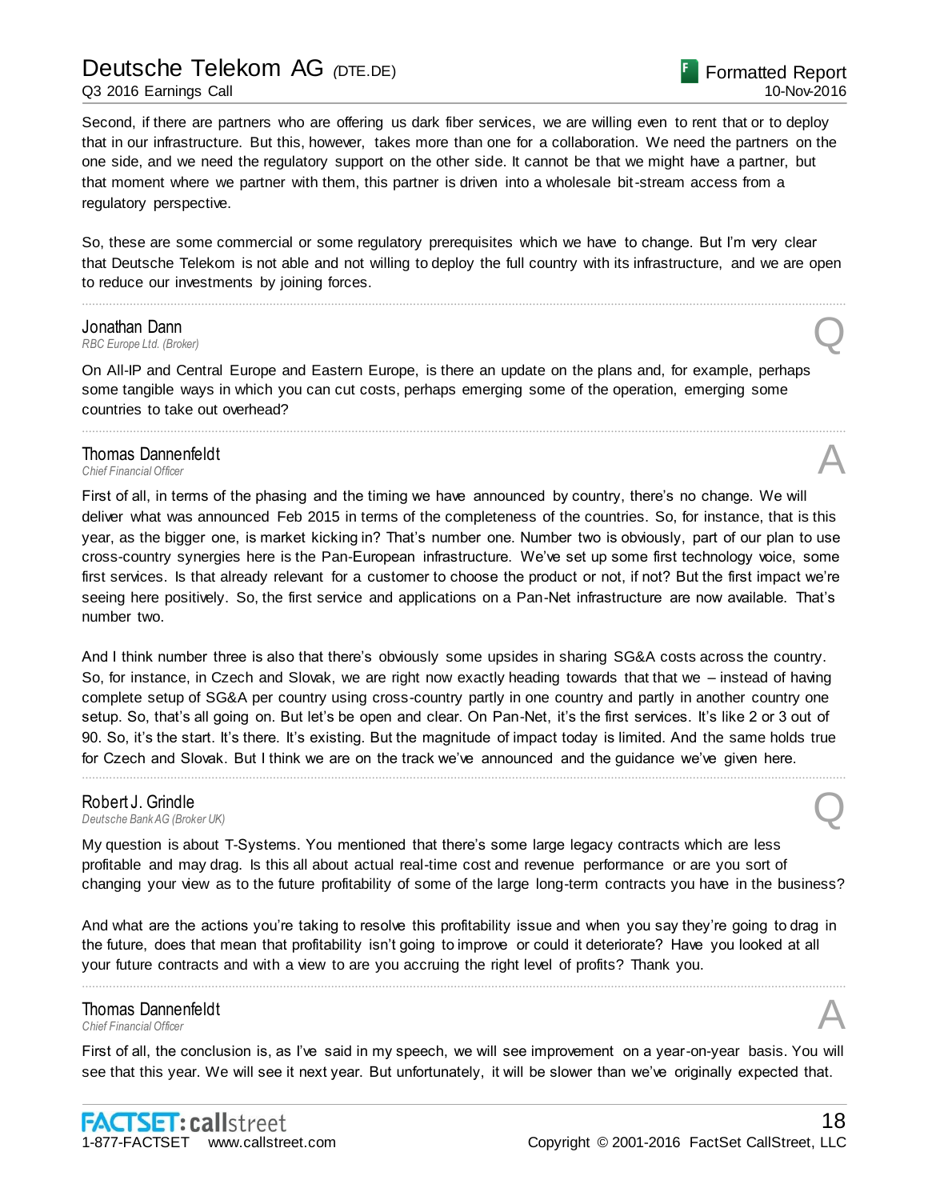Second, if there are partners who are offering us dark fiber services, we are willing even to rent that or to deploy that in our infrastructure. But this, however, takes more than one for a collaboration. We need the partners on the one side, and we need the regulatory support on the other side. It cannot be that we might have a partner, but that moment where we partner with them, this partner is driven into a wholesale bit-stream access from a regulatory perspective.

So, these are some commercial or some regulatory prerequisites which we have to change. But I'm very clear that Deutsche Telekom is not able and not willing to deploy the full country with its infrastructure, and we are open to reduce our investments by joining forces.

---

**Jonathan Dann**
*RBC Europe Ltd. (Broker)* **Q**

On All-IP and Central Europe and Eastern Europe, is there an update on the plans and, for example, perhaps some tangible ways in which you can cut costs, perhaps emerging some of the operation, emerging some countries to take out overhead?

---

**Thomas Dannenfeldt**
*Chief Financial Officer* **A**

First of all, in terms of the phasing and the timing we have announced by country, there's no change. We will deliver what was announced Feb 2015 in terms of the completeness of the countries. So, for instance, that is this year, as the bigger one, is market kicking in? That's number one. Number two is obviously, part of our plan to use cross-country synergies here is the Pan-European infrastructure. We've set up some first technology voice, some first services. Is that already relevant for a customer to choose the product or not, if not? But the first impact we're seeing here positively. So, the first service and applications on a Pan-Net infrastructure are now available. That's number two.

And I think number three is also that there's obviously some upsides in sharing SG&A costs across the country. So, for instance, in Czech and Slovak, we are right now exactly heading towards that that we – instead of having complete setup of SG&A per country using cross-country partly in one country and partly in another country one setup. So, that's all going on. But let's be open and clear. On Pan-Net, it's the first services. It's like 2 or 3 out of 90. So, it's the start. It's there. It's existing. But the magnitude of impact today is limited. And the same holds true for Czech and Slovak. But I think we are on the track we've announced and the guidance we've given here.

---

**Robert J. Grindle**
*Deutsche Bank AG (Broker UK)* **Q**

My question is about T-Systems. You mentioned that there's some large legacy contracts which are less profitable and may drag. Is this all about actual real-time cost and revenue performance or are you sort of changing your view as to the future profitability of some of the large long-term contracts you have in the business?

And what are the actions you're taking to resolve this profitability issue and when you say they're going to drag in the future, does that mean that profitability isn't going to improve or could it deteriorate? Have you looked at all your future contracts and with a view to are you accruing the right level of profits? Thank you.

---

**Thomas Dannenfeldt**
*Chief Financial Officer* **A**

First of all, the conclusion is, as I've said in my speech, we will see improvement on a year-on-year basis. You will see that this year. We will see it next year. But unfortunately, it will be slower than we've originally expected that.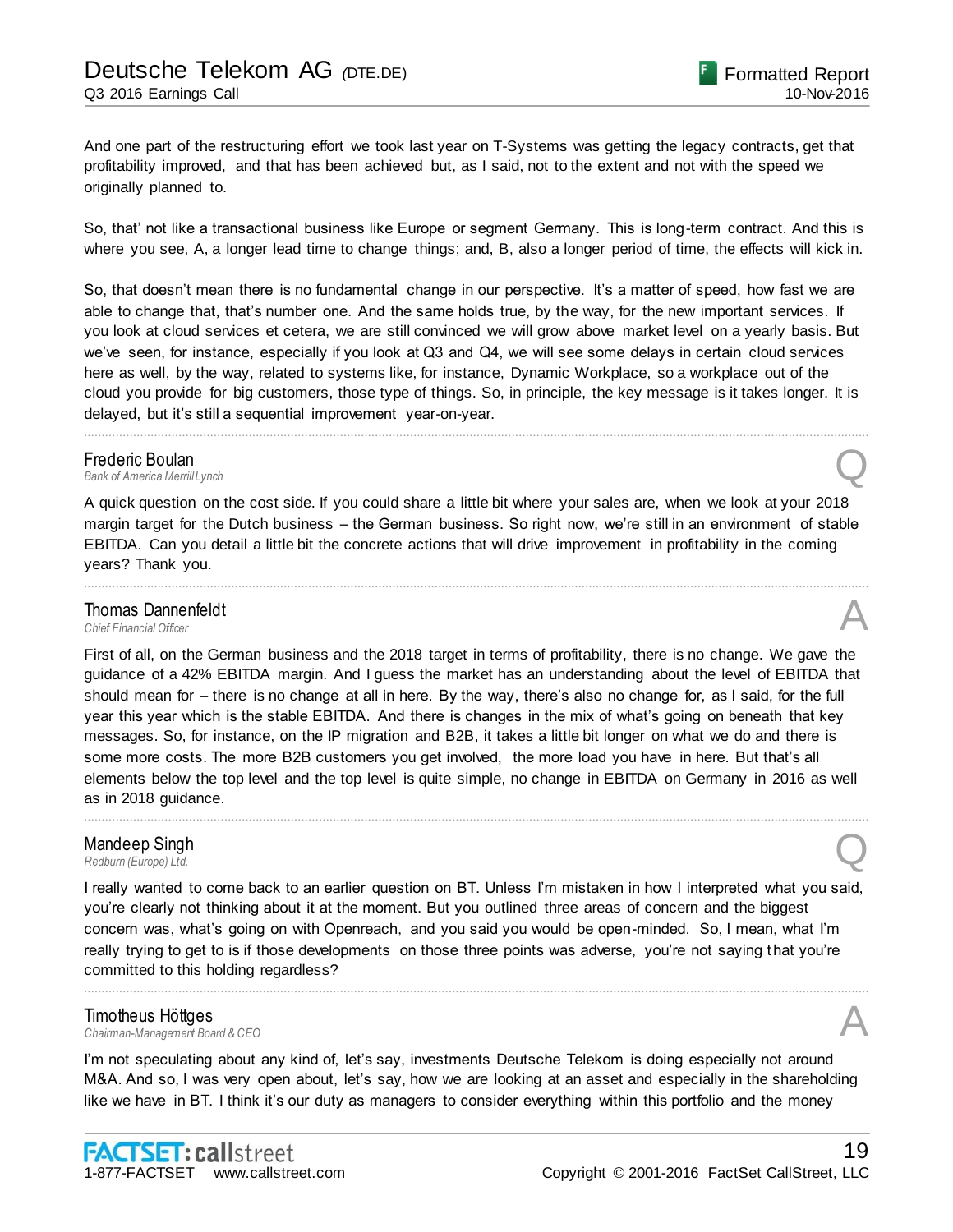And one part of the restructuring effort we took last year on T-Systems was getting the legacy contracts, get that profitability improved, and that has been achieved but, as I said, not to the extent and not with the speed we originally planned to.

So, that' not like a transactional business like Europe or segment Germany. This is long-term contract. And this is where you see, A, a longer lead time to change things; and, B, also a longer period of time, the effects will kick in.

So, that doesn't mean there is no fundamental change in our perspective. It's a matter of speed, how fast we are able to change that, that's number one. And the same holds true, by the way, for the new important services. If you look at cloud services et cetera, we are still convinced we will grow above market level on a yearly basis. But we've seen, for instance, especially if you look at Q3 and Q4, we will see some delays in certain cloud services here as well, by the way, related to systems like, for instance, Dynamic Workplace, so a workplace out of the cloud you provide for big customers, those type of things. So, in principle, the key message is it takes longer. It is delayed, but it's still a sequential improvement year-on-year.

---

**Frederic Boulan** — Q
*Bank of America Merrill Lynch*

A quick question on the cost side. If you could share a little bit where your sales are, when we look at your 2018 margin target for the Dutch business – the German business. So right now, we're still in an environment of stable EBITDA. Can you detail a little bit the concrete actions that will drive improvement in profitability in the coming years? Thank you.

---

**Thomas Dannenfeldt** — A
*Chief Financial Officer*

First of all, on the German business and the 2018 target in terms of profitability, there is no change. We gave the guidance of a 42% EBITDA margin. And I guess the market has an understanding about the level of EBITDA that should mean for – there is no change at all in here. By the way, there's also no change for, as I said, for the full year this year which is the stable EBITDA. And there is changes in the mix of what's going on beneath that key messages. So, for instance, on the IP migration and B2B, it takes a little bit longer on what we do and there is some more costs. The more B2B customers you get involved, the more load you have in here. But that's all elements below the top level and the top level is quite simple, no change in EBITDA on Germany in 2016 as well as in 2018 guidance.

---

**Mandeep Singh** — Q
*Redburn (Europe) Ltd.*

I really wanted to come back to an earlier question on BT. Unless I'm mistaken in how I interpreted what you said, you're clearly not thinking about it at the moment. But you outlined three areas of concern and the biggest concern was, what's going on with Openreach, and you said you would be open-minded. So, I mean, what I'm really trying to get to is if those developments on those three points was adverse, you're not saying that you're committed to this holding regardless?

---

**Timotheus Höttges** — A
*Chairman-Management Board & CEO*

I'm not speculating about any kind of, let's say, investments Deutsche Telekom is doing especially not around M&A. And so, I was very open about, let's say, how we are looking at an asset and especially in the shareholding like we have in BT. I think it's our duty as managers to consider everything within this portfolio and the money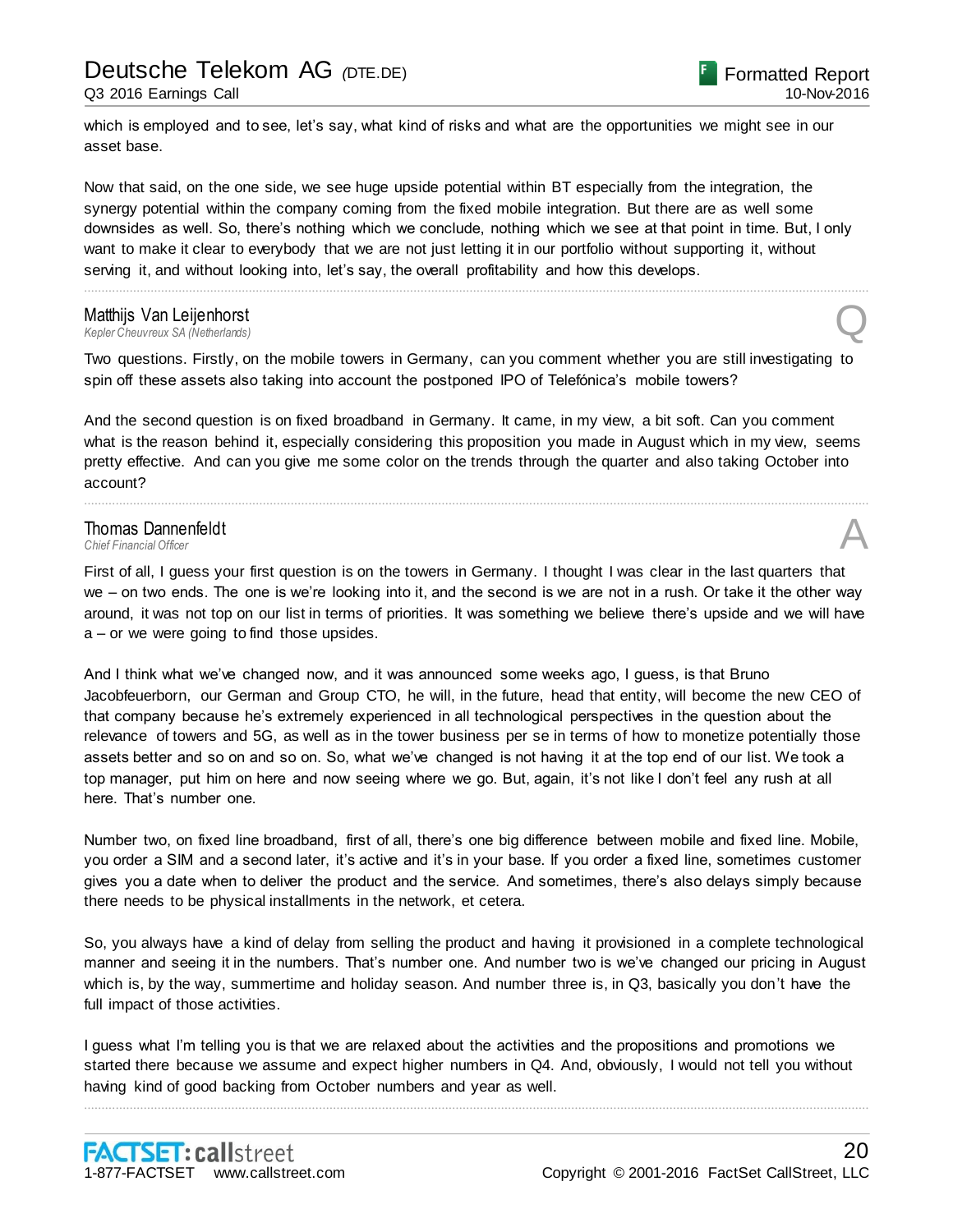which is employed and to see, let's say, what kind of risks and what are the opportunities we might see in our asset base.

Now that said, on the one side, we see huge upside potential within BT especially from the integration, the synergy potential within the company coming from the fixed mobile integration. But there are as well some downsides as well. So, there's nothing which we conclude, nothing which we see at that point in time. But, I only want to make it clear to everybody that we are not just letting it in our portfolio without supporting it, without serving it, and without looking into, let's say, the overall profitability and how this develops.

---

**Matthijs Van Leijenhorst**
*Kepler Cheuvreux SA (Netherlands)* **Q**

Two questions. Firstly, on the mobile towers in Germany, can you comment whether you are still investigating to spin off these assets also taking into account the postponed IPO of Telefónica's mobile towers?

And the second question is on fixed broadband in Germany. It came, in my view, a bit soft. Can you comment what is the reason behind it, especially considering this proposition you made in August which in my view, seems pretty effective. And can you give me some color on the trends through the quarter and also taking October into account?

---

**Thomas Dannenfeldt**
*Chief Financial Officer* **A**

First of all, I guess your first question is on the towers in Germany. I thought I was clear in the last quarters that we – on two ends. The one is we're looking into it, and the second is we are not in a rush. Or take it the other way around, it was not top on our list in terms of priorities. It was something we believe there's upside and we will have a – or we were going to find those upsides.

And I think what we've changed now, and it was announced some weeks ago, I guess, is that Bruno Jacobfeuerborn, our German and Group CTO, he will, in the future, head that entity, will become the new CEO of that company because he's extremely experienced in all technological perspectives in the question about the relevance of towers and 5G, as well as in the tower business per se in terms of how to monetize potentially those assets better and so on and so on. So, what we've changed is not having it at the top end of our list. We took a top manager, put him on here and now seeing where we go. But, again, it's not like I don't feel any rush at all here. That's number one.

Number two, on fixed line broadband, first of all, there's one big difference between mobile and fixed line. Mobile, you order a SIM and a second later, it's active and it's in your base. If you order a fixed line, sometimes customer gives you a date when to deliver the product and the service. And sometimes, there's also delays simply because there needs to be physical installments in the network, et cetera.

So, you always have a kind of delay from selling the product and having it provisioned in a complete technological manner and seeing it in the numbers. That's number one. And number two is we've changed our pricing in August which is, by the way, summertime and holiday season. And number three is, in Q3, basically you don't have the full impact of those activities.

I guess what I'm telling you is that we are relaxed about the activities and the propositions and promotions we started there because we assume and expect higher numbers in Q4. And, obviously, I would not tell you without having kind of good backing from October numbers and year as well.

---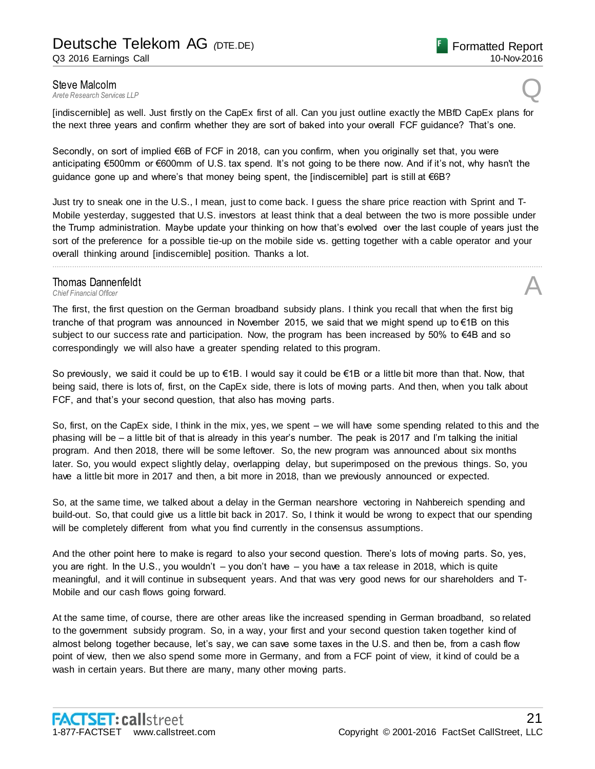**Steve Malcolm**
*Arete Research Services LLP* **Q**

[indiscernible] as well. Just firstly on the CapEx first of all. Can you just outline exactly the MBfD CapEx plans for the next three years and confirm whether they are sort of baked into your overall FCF guidance? That's one.

Secondly, on sort of implied €6B of FCF in 2018, can you confirm, when you originally set that, you were anticipating €500mm or €600mm of U.S. tax spend. It's not going to be there now. And if it's not, why hasn't the guidance gone up and where's that money being spent, the [indiscernible] part is still at €6B?

Just try to sneak one in the U.S., I mean, just to come back. I guess the share price reaction with Sprint and T-Mobile yesterday, suggested that U.S. investors at least think that a deal between the two is more possible under the Trump administration. Maybe update your thinking on how that's evolved over the last couple of years just the sort of the preference for a possible tie-up on the mobile side vs. getting together with a cable operator and your overall thinking around [indiscernible] position. Thanks a lot.

---

**Thomas Dannenfeldt**
*Chief Financial Officer* **A**

The first, the first question on the German broadband subsidy plans. I think you recall that when the first big tranche of that program was announced in November 2015, we said that we might spend up to €1B on this subject to our success rate and participation. Now, the program has been increased by 50% to €4B and so correspondingly we will also have a greater spending related to this program.

So previously, we said it could be up to €1B. I would say it could be €1B or a little bit more than that. Now, that being said, there is lots of, first, on the CapEx side, there is lots of moving parts. And then, when you talk about FCF, and that's your second question, that also has moving parts.

So, first, on the CapEx side, I think in the mix, yes, we spent – we will have some spending related to this and the phasing will be – a little bit of that is already in this year's number. The peak is 2017 and I'm talking the initial program. And then 2018, there will be some leftover. So, the new program was announced about six months later. So, you would expect slightly delay, overlapping delay, but superimposed on the previous things. So, you have a little bit more in 2017 and then, a bit more in 2018, than we previously announced or expected.

So, at the same time, we talked about a delay in the German nearshore vectoring in Nahbereich spending and build-out. So, that could give us a little bit back in 2017. So, I think it would be wrong to expect that our spending will be completely different from what you find currently in the consensus assumptions.

And the other point here to make is regard to also your second question. There's lots of moving parts. So, yes, you are right. In the U.S., you wouldn't – you don't have – you have a tax release in 2018, which is quite meaningful, and it will continue in subsequent years. And that was very good news for our shareholders and T-Mobile and our cash flows going forward.

At the same time, of course, there are other areas like the increased spending in German broadband, so related to the government subsidy program. So, in a way, your first and your second question taken together kind of almost belong together because, let's say, we can save some taxes in the U.S. and then be, from a cash flow point of view, then we also spend some more in Germany, and from a FCF point of view, it kind of could be a wash in certain years. But there are many, many other moving parts.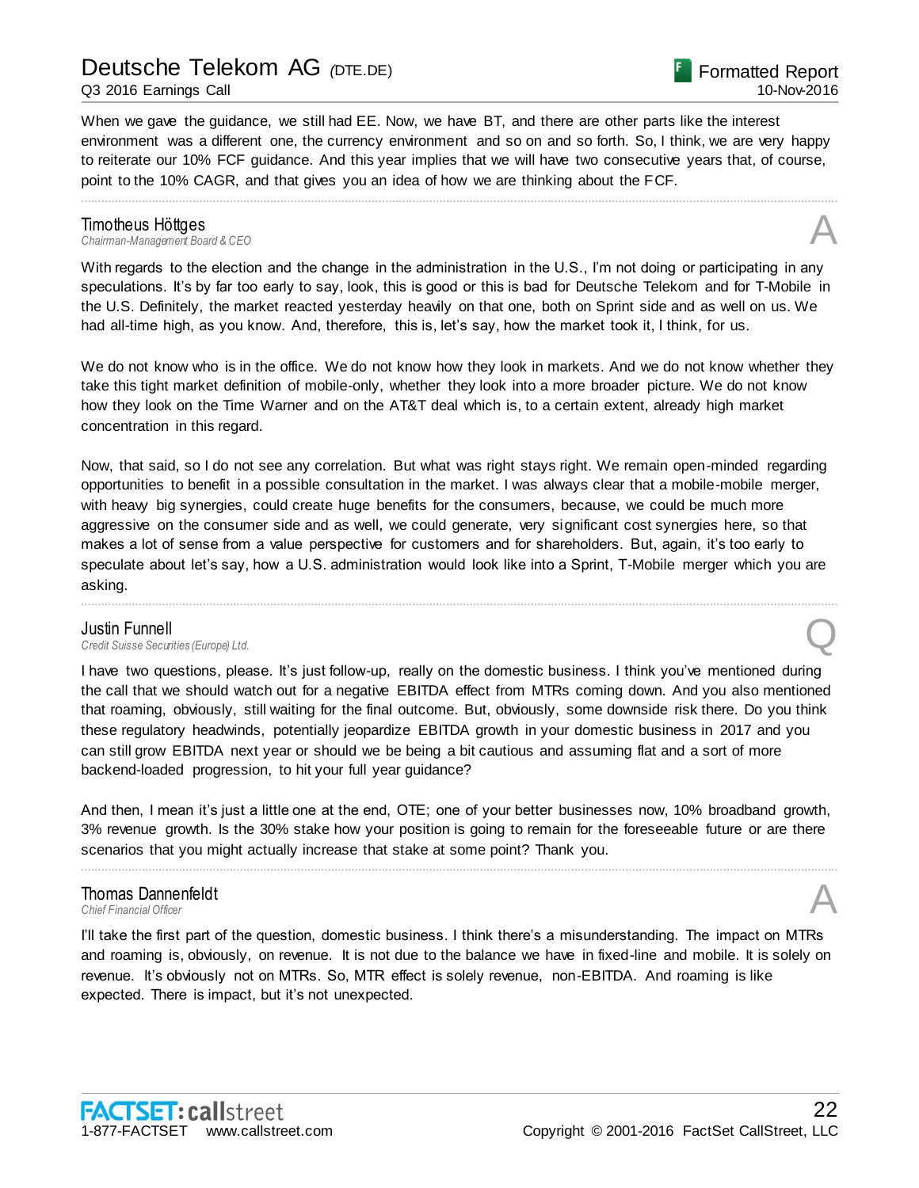When we gave the guidance, we still had EE. Now, we have BT, and there are other parts like the interest environment was a different one, the currency environment and so on and so forth. So, I think, we are very happy to reiterate our 10% FCF guidance. And this year implies that we will have two consecutive years that, of course, point to the 10% CAGR, and that gives you an idea of how we are thinking about the FCF.

---

**Timotheus Höttges**
*Chairman-Management Board & CEO*

**A**

With regards to the election and the change in the administration in the U.S., I'm not doing or participating in any speculations. It's by far too early to say, look, this is good or this is bad for Deutsche Telekom and for T-Mobile in the U.S. Definitely, the market reacted yesterday heavily on that one, both on Sprint side and as well on us. We had all-time high, as you know. And, therefore, this is, let's say, how the market took it, I think, for us.

We do not know who is in the office. We do not know how they look in markets. And we do not know whether they take this tight market definition of mobile-only, whether they look into a more broader picture. We do not know how they look on the Time Warner and on the AT&T deal which is, to a certain extent, already high market concentration in this regard.

Now, that said, so I do not see any correlation. But what was right stays right. We remain open-minded regarding opportunities to benefit in a possible consultation in the market. I was always clear that a mobile-mobile merger, with heavy big synergies, could create huge benefits for the consumers, because, we could be much more aggressive on the consumer side and as well, we could generate, very significant cost synergies here, so that makes a lot of sense from a value perspective for customers and for shareholders. But, again, it's too early to speculate about let's say, how a U.S. administration would look like into a Sprint, T-Mobile merger which you are asking.

---

**Justin Funnell**
*Credit Suisse Securities (Europe) Ltd.*

**Q**

I have two questions, please. It's just follow-up, really on the domestic business. I think you've mentioned during the call that we should watch out for a negative EBITDA effect from MTRs coming down. And you also mentioned that roaming, obviously, still waiting for the final outcome. But, obviously, some downside risk there. Do you think these regulatory headwinds, potentially jeopardize EBITDA growth in your domestic business in 2017 and you can still grow EBITDA next year or should we be being a bit cautious and assuming flat and a sort of more backend-loaded progression, to hit your full year guidance?

And then, I mean it's just a little one at the end, OTE; one of your better businesses now, 10% broadband growth, 3% revenue growth. Is the 30% stake how your position is going to remain for the foreseeable future or are there scenarios that you might actually increase that stake at some point? Thank you.

---

**Thomas Dannenfeldt**
*Chief Financial Officer*

**A**

I'll take the first part of the question, domestic business. I think there's a misunderstanding. The impact on MTRs and roaming is, obviously, on revenue. It is not due to the balance we have in fixed-line and mobile. It is solely on revenue. It's obviously not on MTRs. So, MTR effect is solely revenue, non-EBITDA. And roaming is like expected. There is impact, but it's not unexpected.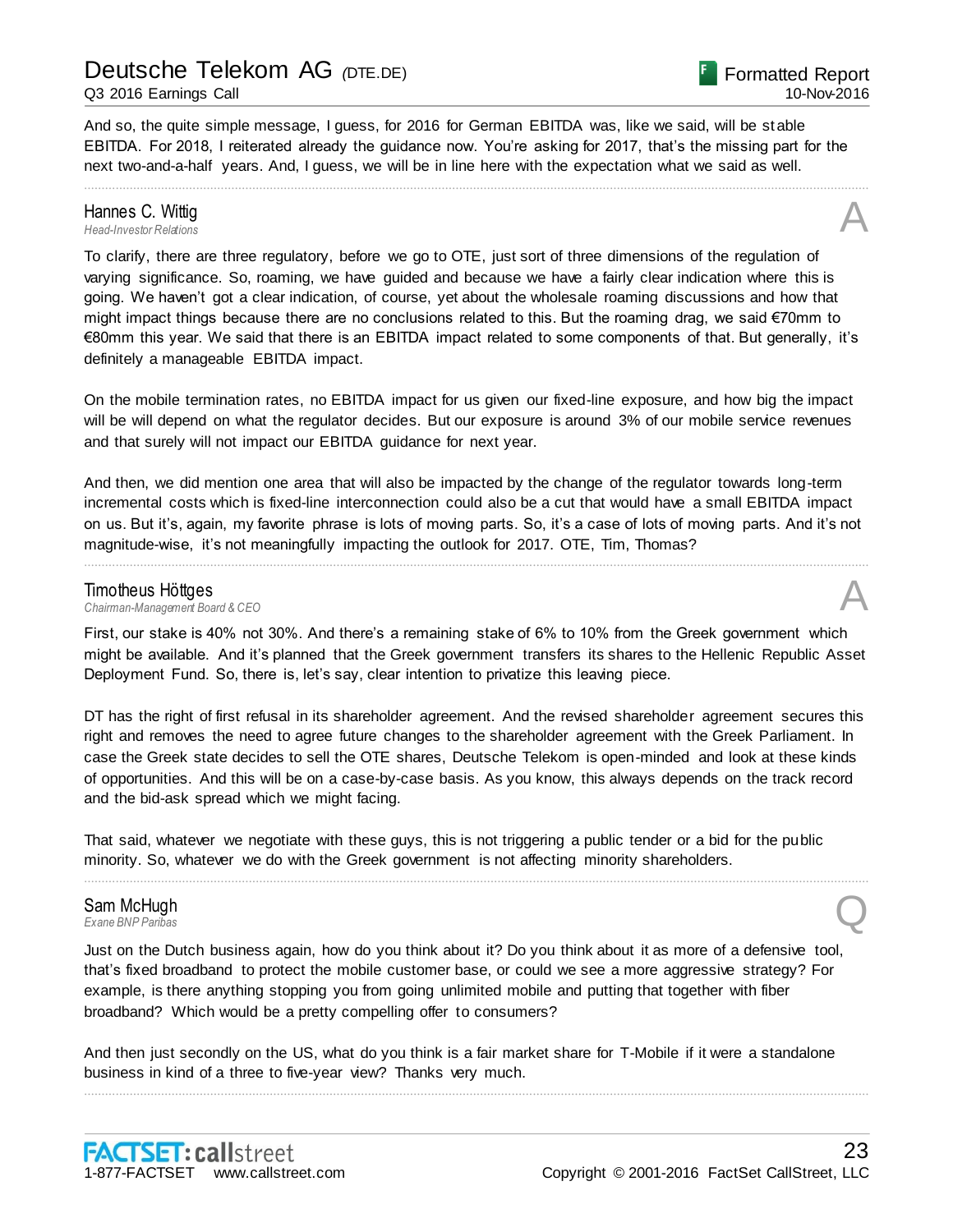And so, the quite simple message, I guess, for 2016 for German EBITDA was, like we said, will be stable EBITDA. For 2018, I reiterated already the guidance now. You're asking for 2017, that's the missing part for the next two-and-a-half years. And, I guess, we will be in line here with the expectation what we said as well.

---

**Hannes C. Wittig**
*Head-Investor Relations* **A**

To clarify, there are three regulatory, before we go to OTE, just sort of three dimensions of the regulation of varying significance. So, roaming, we have guided and because we have a fairly clear indication where this is going. We haven't got a clear indication, of course, yet about the wholesale roaming discussions and how that might impact things because there are no conclusions related to this. But the roaming drag, we said €70mm to €80mm this year. We said that there is an EBITDA impact related to some components of that. But generally, it's definitely a manageable EBITDA impact.

On the mobile termination rates, no EBITDA impact for us given our fixed-line exposure, and how big the impact will be will depend on what the regulator decides. But our exposure is around 3% of our mobile service revenues and that surely will not impact our EBITDA guidance for next year.

And then, we did mention one area that will also be impacted by the change of the regulator towards long-term incremental costs which is fixed-line interconnection could also be a cut that would have a small EBITDA impact on us. But it's, again, my favorite phrase is lots of moving parts. So, it's a case of lots of moving parts. And it's not magnitude-wise, it's not meaningfully impacting the outlook for 2017. OTE, Tim, Thomas?

---

**Timotheus Höttges**
*Chairman-Management Board & CEO* **A**

First, our stake is 40% not 30%. And there's a remaining stake of 6% to 10% from the Greek government which might be available. And it's planned that the Greek government transfers its shares to the Hellenic Republic Asset Deployment Fund. So, there is, let's say, clear intention to privatize this leaving piece.

DT has the right of first refusal in its shareholder agreement. And the revised shareholder agreement secures this right and removes the need to agree future changes to the shareholder agreement with the Greek Parliament. In case the Greek state decides to sell the OTE shares, Deutsche Telekom is open-minded and look at these kinds of opportunities. And this will be on a case-by-case basis. As you know, this always depends on the track record and the bid-ask spread which we might facing.

That said, whatever we negotiate with these guys, this is not triggering a public tender or a bid for the public minority. So, whatever we do with the Greek government is not affecting minority shareholders.

---

**Sam McHugh**
*Exane BNP Paribas* **Q**

Just on the Dutch business again, how do you think about it? Do you think about it as more of a defensive tool, that's fixed broadband to protect the mobile customer base, or could we see a more aggressive strategy? For example, is there anything stopping you from going unlimited mobile and putting that together with fiber broadband? Which would be a pretty compelling offer to consumers?

And then just secondly on the US, what do you think is a fair market share for T-Mobile if it were a standalone business in kind of a three to five-year view? Thanks very much.

---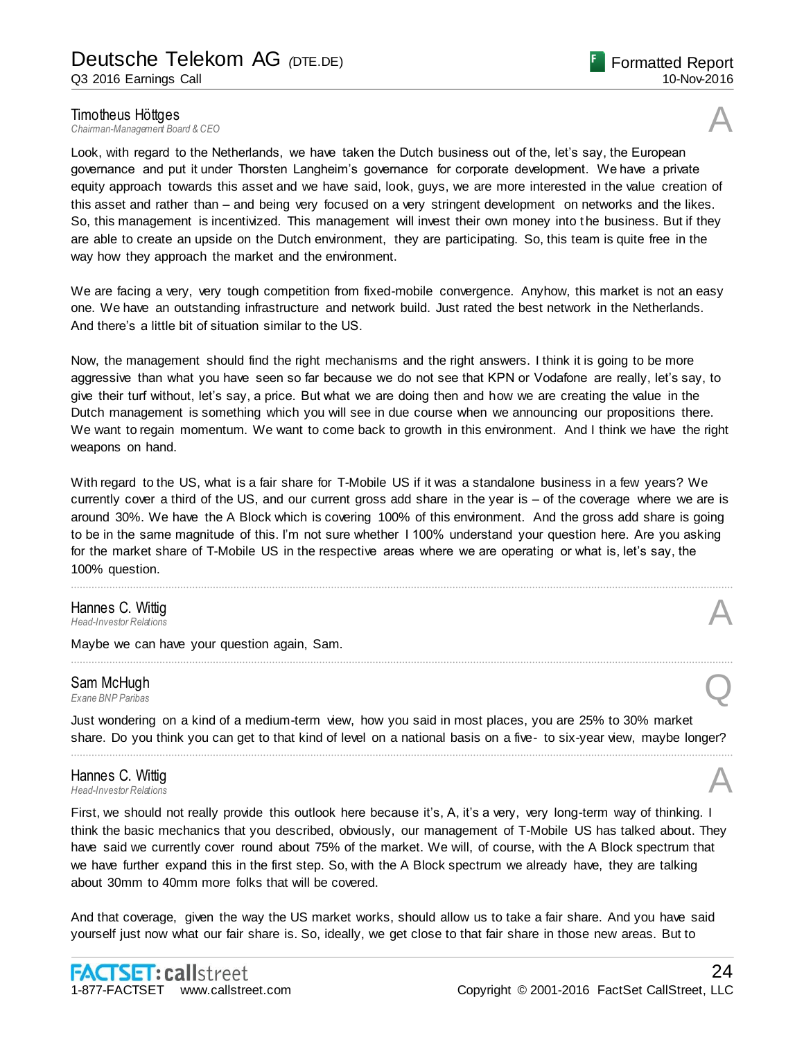**Timotheus Höttges**
*Chairman-Management Board & CEO*

A

Look, with regard to the Netherlands, we have taken the Dutch business out of the, let's say, the European governance and put it under Thorsten Langheim's governance for corporate development. We have a private equity approach towards this asset and we have said, look, guys, we are more interested in the value creation of this asset and rather than – and being very focused on a very stringent development on networks and the likes. So, this management is incentivized. This management will invest their own money into the business. But if they are able to create an upside on the Dutch environment, they are participating. So, this team is quite free in the way how they approach the market and the environment.

We are facing a very, very tough competition from fixed-mobile convergence. Anyhow, this market is not an easy one. We have an outstanding infrastructure and network build. Just rated the best network in the Netherlands. And there's a little bit of situation similar to the US.

Now, the management should find the right mechanisms and the right answers. I think it is going to be more aggressive than what you have seen so far because we do not see that KPN or Vodafone are really, let's say, to give their turf without, let's say, a price. But what we are doing then and how we are creating the value in the Dutch management is something which you will see in due course when we announcing our propositions there. We want to regain momentum. We want to come back to growth in this environment. And I think we have the right weapons on hand.

With regard to the US, what is a fair share for T-Mobile US if it was a standalone business in a few years? We currently cover a third of the US, and our current gross add share in the year is – of the coverage where we are is around 30%. We have the A Block which is covering 100% of this environment. And the gross add share is going to be in the same magnitude of this. I'm not sure whether I 100% understand your question here. Are you asking for the market share of T-Mobile US in the respective areas where we are operating or what is, let's say, the 100% question.

---

**Hannes C. Wittig**
*Head-Investor Relations*

A

Maybe we can have your question again, Sam.

---

**Sam McHugh**
*Exane BNP Paribas*

Q

Just wondering on a kind of a medium-term view, how you said in most places, you are 25% to 30% market share. Do you think you can get to that kind of level on a national basis on a five- to six-year view, maybe longer?

---

**Hannes C. Wittig**
*Head-Investor Relations*

A

First, we should not really provide this outlook here because it's, A, it's a very, very long-term way of thinking. I think the basic mechanics that you described, obviously, our management of T-Mobile US has talked about. They have said we currently cover round about 75% of the market. We will, of course, with the A Block spectrum that we have further expand this in the first step. So, with the A Block spectrum we already have, they are talking about 30mm to 40mm more folks that will be covered.

And that coverage, given the way the US market works, should allow us to take a fair share. And you have said yourself just now what our fair share is. So, ideally, we get close to that fair share in those new areas. But to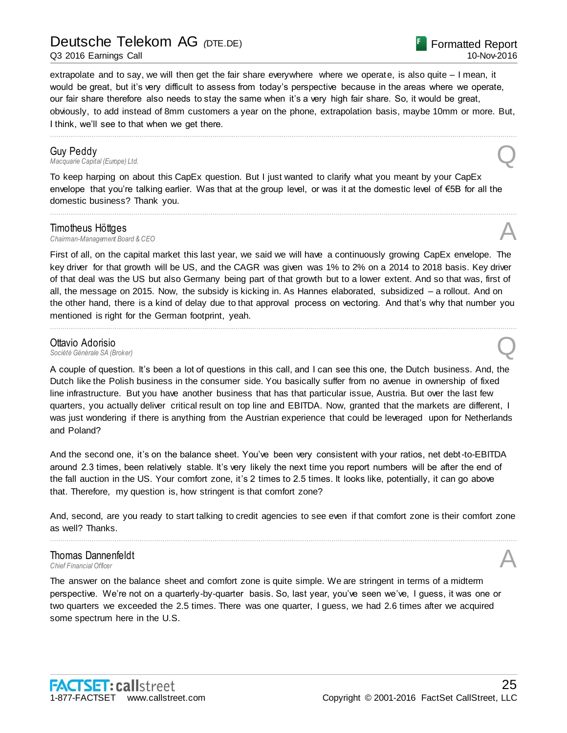extrapolate and to say, we will then get the fair share everywhere where we operate, is also quite – I mean, it would be great, but it's very difficult to assess from today's perspective because in the areas where we operate, our fair share therefore also needs to stay the same when it's a very high fair share. So, it would be great, obviously, to add instead of 8mm customers a year on the phone, extrapolation basis, maybe 10mm or more. But, I think, we'll see to that when we get there.

---

**Guy Peddy**
*Macquarie Capital (Europe) Ltd.* **Q**

To keep harping on about this CapEx question. But I just wanted to clarify what you meant by your CapEx envelope that you're talking earlier. Was that at the group level, or was it at the domestic level of €5B for all the domestic business? Thank you.

---

**Timotheus Höttges**
*Chairman-Management Board & CEO* **A**

First of all, on the capital market this last year, we said we will have a continuously growing CapEx envelope. The key driver for that growth will be US, and the CAGR was given was 1% to 2% on a 2014 to 2018 basis. Key driver of that deal was the US but also Germany being part of that growth but to a lower extent. And so that was, first of all, the message on 2015. Now, the subsidy is kicking in. As Hannes elaborated, subsidized – a rollout. And on the other hand, there is a kind of delay due to that approval process on vectoring. And that's why that number you mentioned is right for the German footprint, yeah.

---

**Ottavio Adorisio**
*Société Générale SA (Broker)* **Q**

A couple of question. It's been a lot of questions in this call, and I can see this one, the Dutch business. And, the Dutch like the Polish business in the consumer side. You basically suffer from no avenue in ownership of fixed line infrastructure. But you have another business that has that particular issue, Austria. But over the last few quarters, you actually deliver critical result on top line and EBITDA. Now, granted that the markets are different, I was just wondering if there is anything from the Austrian experience that could be leveraged upon for Netherlands and Poland?

And the second one, it's on the balance sheet. You've been very consistent with your ratios, net debt-to-EBITDA around 2.3 times, been relatively stable. It's very likely the next time you report numbers will be after the end of the fall auction in the US. Your comfort zone, it's 2 times to 2.5 times. It looks like, potentially, it can go above that. Therefore, my question is, how stringent is that comfort zone?

And, second, are you ready to start talking to credit agencies to see even if that comfort zone is their comfort zone as well? Thanks.

---

**Thomas Dannenfeldt**
*Chief Financial Officer* **A**

The answer on the balance sheet and comfort zone is quite simple. We are stringent in terms of a midterm perspective. We're not on a quarterly-by-quarter basis. So, last year, you've seen we've, I guess, it was one or two quarters we exceeded the 2.5 times. There was one quarter, I guess, we had 2.6 times after we acquired some spectrum here in the U.S.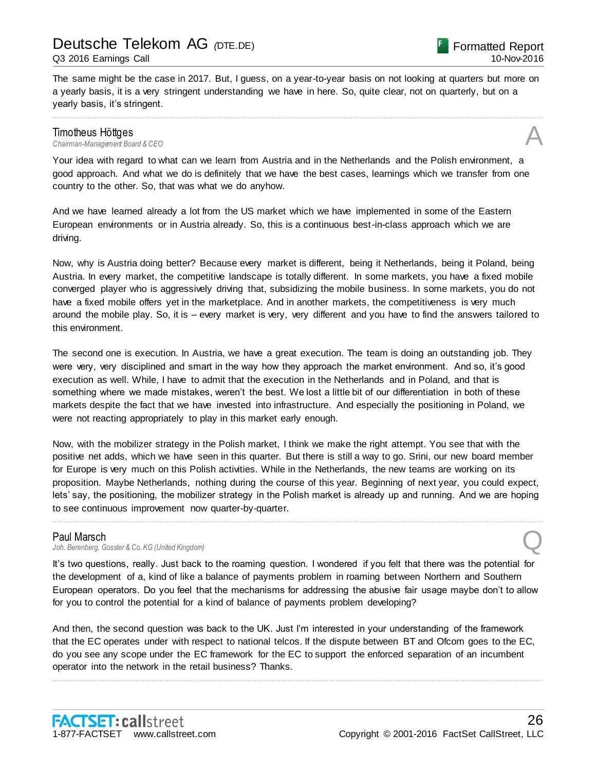The same might be the case in 2017. But, I guess, on a year-to-year basis on not looking at quarters but more on a yearly basis, it is a very stringent understanding we have in here. So, quite clear, not on quarterly, but on a yearly basis, it's stringent.

---

**Timotheus Höttges**
*Chairman-Management Board & CEO*

A

Your idea with regard to what can we learn from Austria and in the Netherlands and the Polish environment, a good approach. And what we do is definitely that we have the best cases, learnings which we transfer from one country to the other. So, that was what we do anyhow.

And we have learned already a lot from the US market which we have implemented in some of the Eastern European environments or in Austria already. So, this is a continuous best-in-class approach which we are driving.

Now, why is Austria doing better? Because every market is different, being it Netherlands, being it Poland, being Austria. In every market, the competitive landscape is totally different. In some markets, you have a fixed mobile converged player who is aggressively driving that, subsidizing the mobile business. In some markets, you do not have a fixed mobile offers yet in the marketplace. And in another markets, the competitiveness is very much around the mobile play. So, it is – every market is very, very different and you have to find the answers tailored to this environment.

The second one is execution. In Austria, we have a great execution. The team is doing an outstanding job. They were very, very disciplined and smart in the way how they approach the market environment. And so, it's good execution as well. While, I have to admit that the execution in the Netherlands and in Poland, and that is something where we made mistakes, weren't the best. We lost a little bit of our differentiation in both of these markets despite the fact that we have invested into infrastructure. And especially the positioning in Poland, we were not reacting appropriately to play in this market early enough.

Now, with the mobilizer strategy in the Polish market, I think we make the right attempt. You see that with the positive net adds, which we have seen in this quarter. But there is still a way to go. Srini, our new board member for Europe is very much on this Polish activities. While in the Netherlands, the new teams are working on its proposition. Maybe Netherlands, nothing during the course of this year. Beginning of next year, you could expect, lets' say, the positioning, the mobilizer strategy in the Polish market is already up and running. And we are hoping to see continuous improvement now quarter-by-quarter.

---

**Paul Marsch**
*Joh. Berenberg, Gossler & Co. KG (United Kingdom)*

Q

It's two questions, really. Just back to the roaming question. I wondered if you felt that there was the potential for the development of a, kind of like a balance of payments problem in roaming between Northern and Southern European operators. Do you feel that the mechanisms for addressing the abusive fair usage maybe don't to allow for you to control the potential for a kind of balance of payments problem developing?

And then, the second question was back to the UK. Just I'm interested in your understanding of the framework that the EC operates under with respect to national telcos. If the dispute between BT and Ofcom goes to the EC, do you see any scope under the EC framework for the EC to support the enforced separation of an incumbent operator into the network in the retail business? Thanks.

---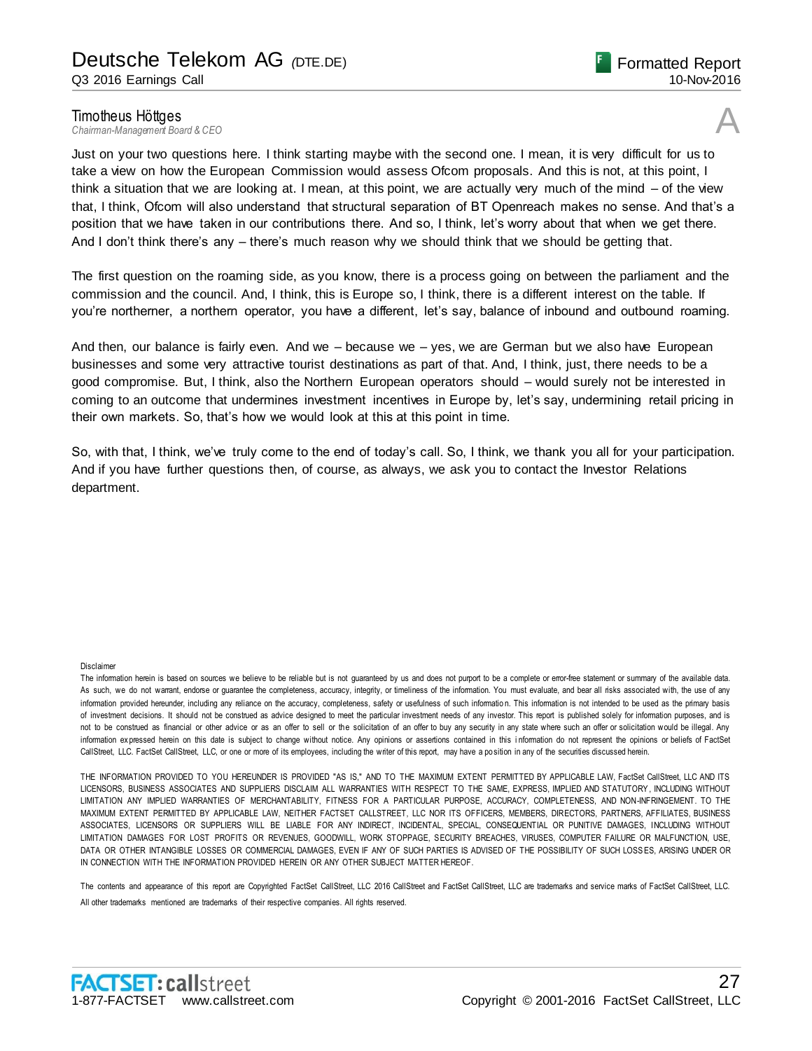**Timotheus Höttges**
*Chairman-Management Board & CEO*

A

Just on your two questions here. I think starting maybe with the second one. I mean, it is very difficult for us to take a view on how the European Commission would assess Ofcom proposals. And this is not, at this point, I think a situation that we are looking at. I mean, at this point, we are actually very much of the mind – of the view that, I think, Ofcom will also understand that structural separation of BT Openreach makes no sense. And that's a position that we have taken in our contributions there. And so, I think, let's worry about that when we get there. And I don't think there's any – there's much reason why we should think that we should be getting that.

The first question on the roaming side, as you know, there is a process going on between the parliament and the commission and the council. And, I think, this is Europe so, I think, there is a different interest on the table. If you're northerner, a northern operator, you have a different, let's say, balance of inbound and outbound roaming.

And then, our balance is fairly even. And we – because we – yes, we are German but we also have European businesses and some very attractive tourist destinations as part of that. And, I think, just, there needs to be a good compromise. But, I think, also the Northern European operators should – would surely not be interested in coming to an outcome that undermines investment incentives in Europe by, let's say, undermining retail pricing in their own markets. So, that's how we would look at this at this point in time.

So, with that, I think, we've truly come to the end of today's call. So, I think, we thank you all for your participation. And if you have further questions then, of course, as always, we ask you to contact the Investor Relations department.

Disclaimer

The information herein is based on sources we believe to be reliable but is not guaranteed by us and does not purport to be a complete or error-free statement or summary of the available data. As such, we do not warrant, endorse or guarantee the completeness, accuracy, integrity, or timeliness of the information. You must evaluate, and bear all risks associated with, the use of any information provided hereunder, including any reliance on the accuracy, completeness, safety or usefulness of such information. This information is not intended to be used as the primary basis of investment decisions. It should not be construed as advice designed to meet the particular investment needs of any investor. This report is published solely for information purposes, and is not to be construed as financial or other advice or as an offer to sell or the solicitation of an offer to buy any security in any state where such an offer or solicitation would be illegal. Any information expressed herein on this date is subject to change without notice. Any opinions or assertions contained in this information do not represent the opinions or beliefs of FactSet CallStreet, LLC. FactSet CallStreet, LLC, or one or more of its employees, including the writer of this report, may have a position in any of the securities discussed herein.

THE INFORMATION PROVIDED TO YOU HEREUNDER IS PROVIDED "AS IS," AND TO THE MAXIMUM EXTENT PERMITTED BY APPLICABLE LAW, FactSet CallStreet, LLC AND ITS LICENSORS, BUSINESS ASSOCIATES AND SUPPLIERS DISCLAIM ALL WARRANTIES WITH RESPECT TO THE SAME, EXPRESS, IMPLIED AND STATUTORY, INCLUDING WITHOUT LIMITATION ANY IMPLIED WARRANTIES OF MERCHANTABILITY, FITNESS FOR A PARTICULAR PURPOSE, ACCURACY, COMPLETENESS, AND NON-INFRINGEMENT. TO THE MAXIMUM EXTENT PERMITTED BY APPLICABLE LAW, NEITHER FACTSET CALLSTREET, LLC NOR ITS OFFICERS, MEMBERS, DIRECTORS, PARTNERS, AFFILIATES, BUSINESS ASSOCIATES, LICENSORS OR SUPPLIERS WILL BE LIABLE FOR ANY INDIRECT, INCIDENTAL, SPECIAL, CONSEQUENTIAL OR PUNITIVE DAMAGES, INCLUDING WITHOUT LIMITATION DAMAGES FOR LOST PROFITS OR REVENUES, GOODWILL, WORK STOPPAGE, SECURITY BREACHES, VIRUSES, COMPUTER FAILURE OR MALFUNCTION, USE, DATA OR OTHER INTANGIBLE LOSSES OR COMMERCIAL DAMAGES, EVEN IF ANY OF SUCH PARTIES IS ADVISED OF THE POSSIBILITY OF SUCH LOSSES, ARISING UNDER OR IN CONNECTION WITH THE INFORMATION PROVIDED HEREIN OR ANY OTHER SUBJECT MATTER HEREOF.

The contents and appearance of this report are Copyrighted FactSet CallStreet, LLC 2016 CallStreet and FactSet CallStreet, LLC are trademarks and service marks of FactSet CallStreet, LLC. All other trademarks mentioned are trademarks of their respective companies. All rights reserved.